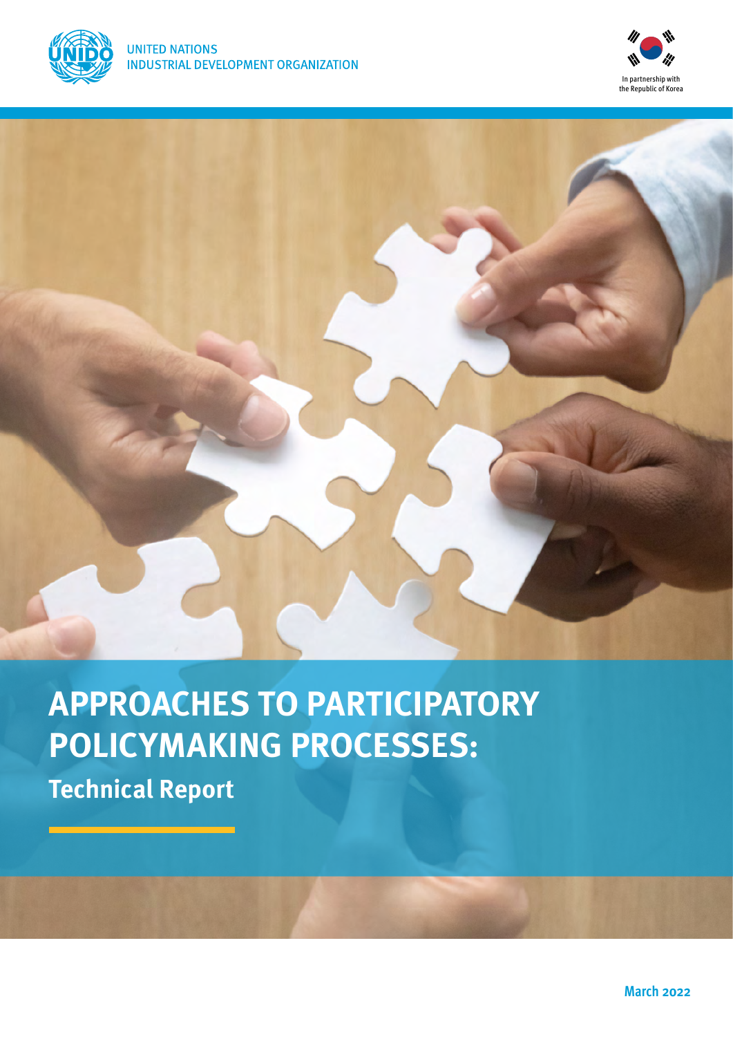UNITED NATIONS
INDUSTRIAL DEVELOPMENT ORGANIZATION

In partnership with the Republic of Korea

# APPROACHES TO PARTICIPATORY POLICYMAKING PROCESSES:

## Technical Report

March 2022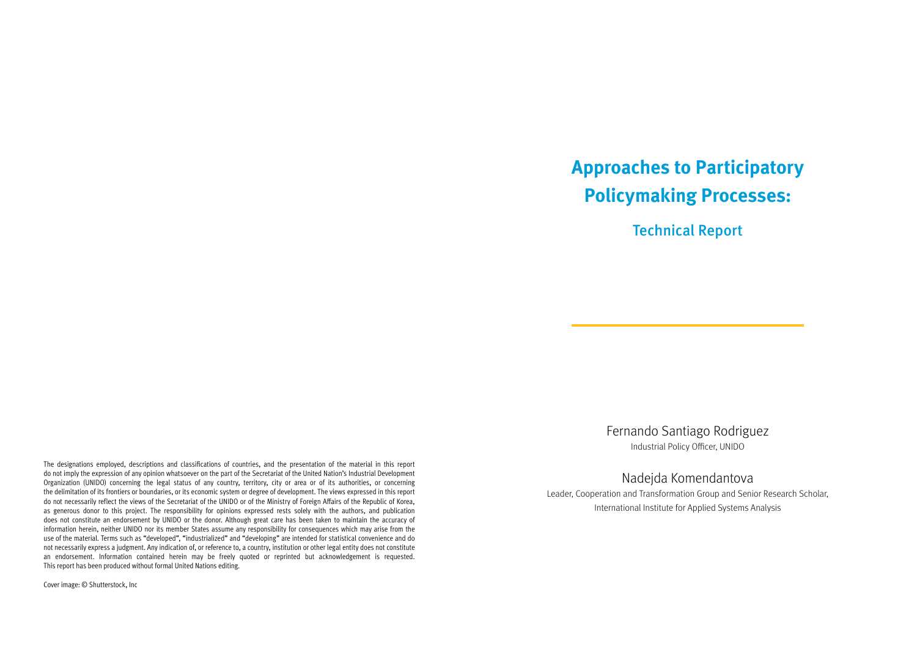# Approaches to Participatory Policymaking Processes:

## Technical Report

Fernando Santiago Rodriguez

Industrial Policy Officer, UNIDO

Nadejda Komendantova

Leader, Cooperation and Transformation Group and Senior Research Scholar, International Institute for Applied Systems Analysis

The designations employed, descriptions and classifications of countries, and the presentation of the material in this report do not imply the expression of any opinion whatsoever on the part of the Secretariat of the United Nation's Industrial Development Organization (UNIDO) concerning the legal status of any country, territory, city or area or of its authorities, or concerning the delimitation of its frontiers or boundaries, or its economic system or degree of development. The views expressed in this report do not necessarily reflect the views of the Secretariat of the UNIDO or of the Ministry of Foreign Affairs of the Republic of Korea, as generous donor to this project. The responsibility for opinions expressed rests solely with the authors, and publication does not constitute an endorsement by UNIDO or the donor. Although great care has been taken to maintain the accuracy of information herein, neither UNIDO nor its member States assume any responsibility for consequences which may arise from the use of the material. Terms such as "developed", "industrialized" and "developing" are intended for statistical convenience and do not necessarily express a judgment. Any indication of, or reference to, a country, institution or other legal entity does not constitute an endorsement. Information contained herein may be freely quoted or reprinted but acknowledgement is requested. This report has been produced without formal United Nations editing.

Cover image: © Shutterstock, Inc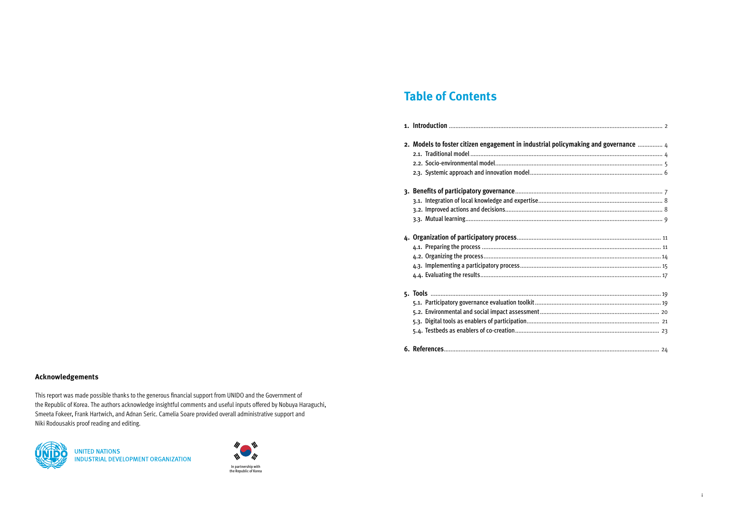## Acknowledgements

This report was made possible thanks to the generous financial support from UNIDO and the Government of the Republic of Korea. The authors acknowledge insightful comments and useful inputs offered by Nobuya Haraguchi, Smeeta Fokeer, Frank Hartwich, and Adnan Seric. Camelia Soare provided overall administrative support and Niki Rodousakis proof reading and editing.

UNITED NATIONS
INDUSTRIAL DEVELOPMENT ORGANIZATION

In partnership with the Republic of Korea

# Table of Contents

**1. Introduction** ........ 2

**2. Models to foster citizen engagement in industrial policymaking and governance** ........ 4
- 2.1. Traditional model ........ 4
- 2.2. Socio-environmental model ........ 5
- 2.3. Systemic approach and innovation model ........ 6

**3. Benefits of participatory governance** ........ 7
- 3.1. Integration of local knowledge and expertise ........ 8
- 3.2. Improved actions and decisions ........ 8
- 3.3. Mutual learning ........ 9

**4. Organization of participatory process** ........ 11
- 4.1. Preparing the process ........ 11
- 4.2. Organizing the process ........ 14
- 4.3. Implementing a participatory process ........ 15
- 4.4. Evaluating the results ........ 17

**5. Tools** ........ 19
- 5.1. Participatory governance evaluation toolkit ........ 19
- 5.2. Environmental and social impact assessment ........ 20
- 5.3. Digital tools as enablers of participation ........ 21
- 5.4. Testbeds as enablers of co-creation ........ 23

**6. References** ........ 24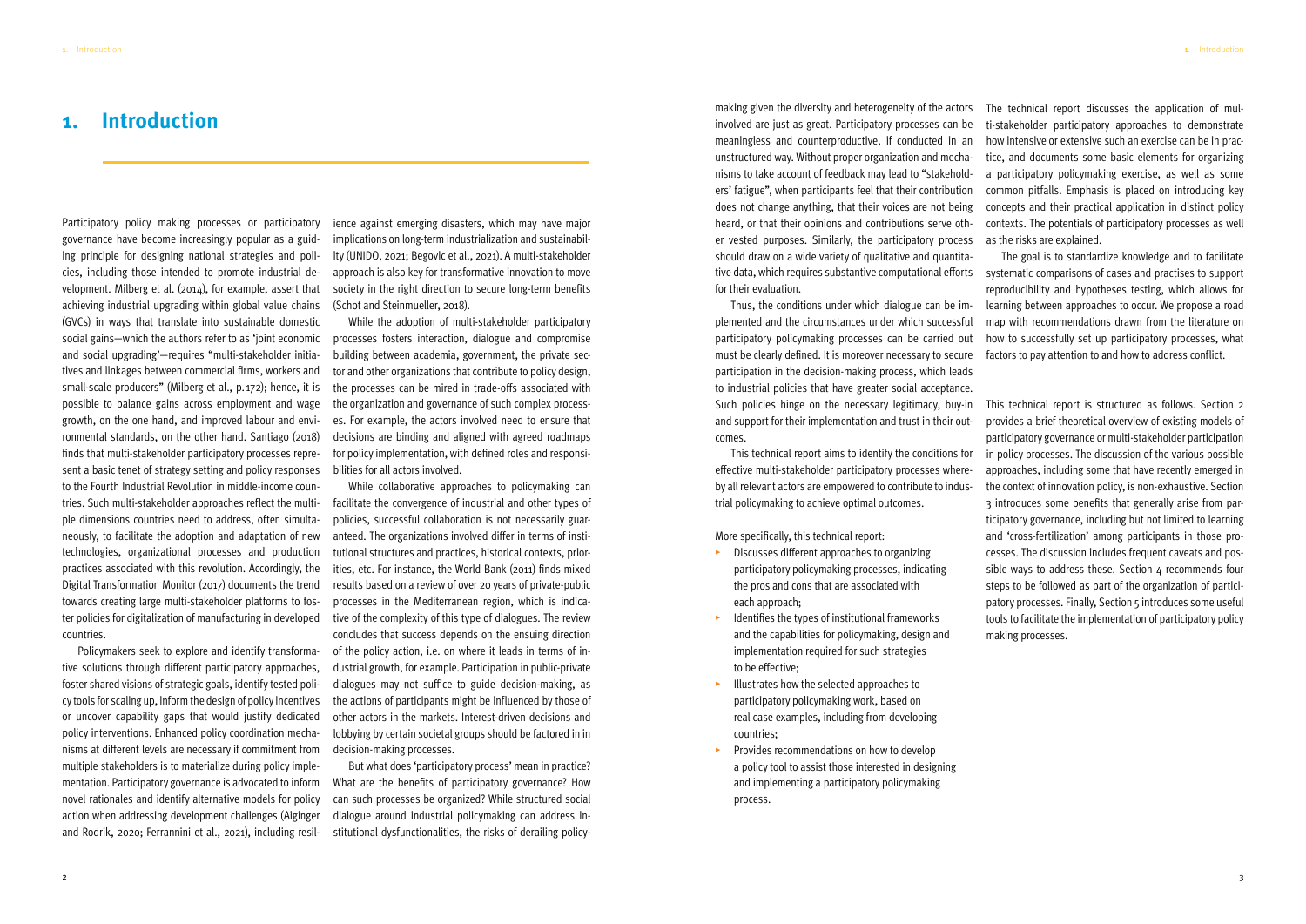# 1. Introduction

Participatory policy making processes or participatory governance have become increasingly popular as a guiding principle for designing national strategies and policies, including those intended to promote industrial development. Milberg et al. (2014), for example, assert that achieving industrial upgrading within global value chains (GVCs) in ways that translate into sustainable domestic social gains—which the authors refer to as 'joint economic and social upgrading'—requires "multi-stakeholder initiatives and linkages between commercial firms, workers and small-scale producers" (Milberg et al., p. 172); hence, it is possible to balance gains across employment and wage growth, on the one hand, and improved labour and environmental standards, on the other hand. Santiago (2018) finds that multi-stakeholder participatory processes represent a basic tenet of strategy setting and policy responses to the Fourth Industrial Revolution in middle-income countries. Such multi-stakeholder approaches reflect the multiple dimensions countries need to address, often simultaneously, to facilitate the adoption and adaptation of new technologies, organizational processes and production practices associated with this revolution. Accordingly, the Digital Transformation Monitor (2017) documents the trend towards creating large multi-stakeholder platforms to foster policies for digitalization of manufacturing in developed countries.

Policymakers seek to explore and identify transformative solutions through different participatory approaches, foster shared visions of strategic goals, identify tested policy tools for scaling up, inform the design of policy incentives or uncover capability gaps that would justify dedicated policy interventions. Enhanced policy coordination mechanisms at different levels are necessary if commitment from multiple stakeholders is to materialize during policy implementation. Participatory governance is advocated to inform novel rationales and identify alternative models for policy action when addressing development challenges (Aiginger and Rodrik, 2020; Ferrannini et al., 2021), including resilience against emerging disasters, which may have major implications on long-term industrialization and sustainability (UNIDO, 2021; Begovic et al., 2021). A multi-stakeholder approach is also key for transformative innovation to move society in the right direction to secure long-term benefits (Schot and Steinmueller, 2018).

While the adoption of multi-stakeholder participatory processes fosters interaction, dialogue and compromise building between academia, government, the private sector and other organizations that contribute to policy design, the processes can be mired in trade-offs associated with the organization and governance of such complex processes. For example, the actors involved need to ensure that decisions are binding and aligned with agreed roadmaps for policy implementation, with defined roles and responsibilities for all actors involved.

While collaborative approaches to policymaking can facilitate the convergence of industrial and other types of policies, successful collaboration is not necessarily guaranteed. The organizations involved differ in terms of institutional structures and practices, historical contexts, priorities, etc. For instance, the World Bank (2011) finds mixed results based on a review of over 20 years of private-public processes in the Mediterranean region, which is indicative of the complexity of this type of dialogues. The review concludes that success depends on the ensuing direction of the policy action, i.e. on where it leads in terms of industrial growth, for example. Participation in public-private dialogues may not suffice to guide decision-making, as the actions of participants might be influenced by those of other actors in the markets. Interest-driven decisions and lobbying by certain societal groups should be factored in in decision-making processes.

But what does 'participatory process' mean in practice? What are the benefits of participatory governance? How can such processes be organized? While structured social dialogue around industrial policymaking can address institutional dysfunctionalities, the risks of derailing policymaking given the diversity and heterogeneity of the actors involved are just as great. Participatory processes can be meaningless and counterproductive, if conducted in an unstructured way. Without proper organization and mechanisms to take account of feedback may lead to "stakeholders' fatigue", when participants feel that their contribution does not change anything, that their voices are not being heard, or that their opinions and contributions serve other vested purposes. Similarly, the participatory process should draw on a wide variety of qualitative and quantitative data, which requires substantive computational efforts for their evaluation.

Thus, the conditions under which dialogue can be implemented and the circumstances under which successful participatory policymaking processes can be carried out must be clearly defined. It is moreover necessary to secure participation in the decision-making process, which leads to industrial policies that have greater social acceptance. Such policies hinge on the necessary legitimacy, buy-in and support for their implementation and trust in their outcomes.

This technical report aims to identify the conditions for effective multi-stakeholder participatory processes whereby all relevant actors are empowered to contribute to industrial policymaking to achieve optimal outcomes.

More specifically, this technical report:

- Discusses different approaches to organizing participatory policymaking processes, indicating the pros and cons that are associated with each approach;
- Identifies the types of institutional frameworks and the capabilities for policymaking, design and implementation required for such strategies to be effective;
- Illustrates how the selected approaches to participatory policymaking work, based on real case examples, including from developing countries;
- Provides recommendations on how to develop a policy tool to assist those interested in designing and implementing a participatory policymaking process.

The technical report discusses the application of multi-stakeholder participatory approaches to demonstrate how intensive or extensive such an exercise can be in practice, and documents some basic elements for organizing a participatory policymaking exercise, as well as some common pitfalls. Emphasis is placed on introducing key concepts and their practical application in distinct policy contexts. The potentials of participatory processes as well as the risks are explained.

The goal is to standardize knowledge and to facilitate systematic comparisons of cases and practises to support reproducibility and hypotheses testing, which allows for learning between approaches to occur. We propose a road map with recommendations drawn from the literature on how to successfully set up participatory processes, what factors to pay attention to and how to address conflict.

This technical report is structured as follows. Section 2 provides a brief theoretical overview of existing models of participatory governance or multi-stakeholder participation in policy processes. The discussion of the various possible approaches, including some that have recently emerged in the context of innovation policy, is non-exhaustive. Section 3 introduces some benefits that generally arise from participatory governance, including but not limited to learning and 'cross-fertilization' among participants in those processes. The discussion includes frequent caveats and possible ways to address these. Section 4 recommends four steps to be followed as part of the organization of participatory processes. Finally, Section 5 introduces some useful tools to facilitate the implementation of participatory policy making processes.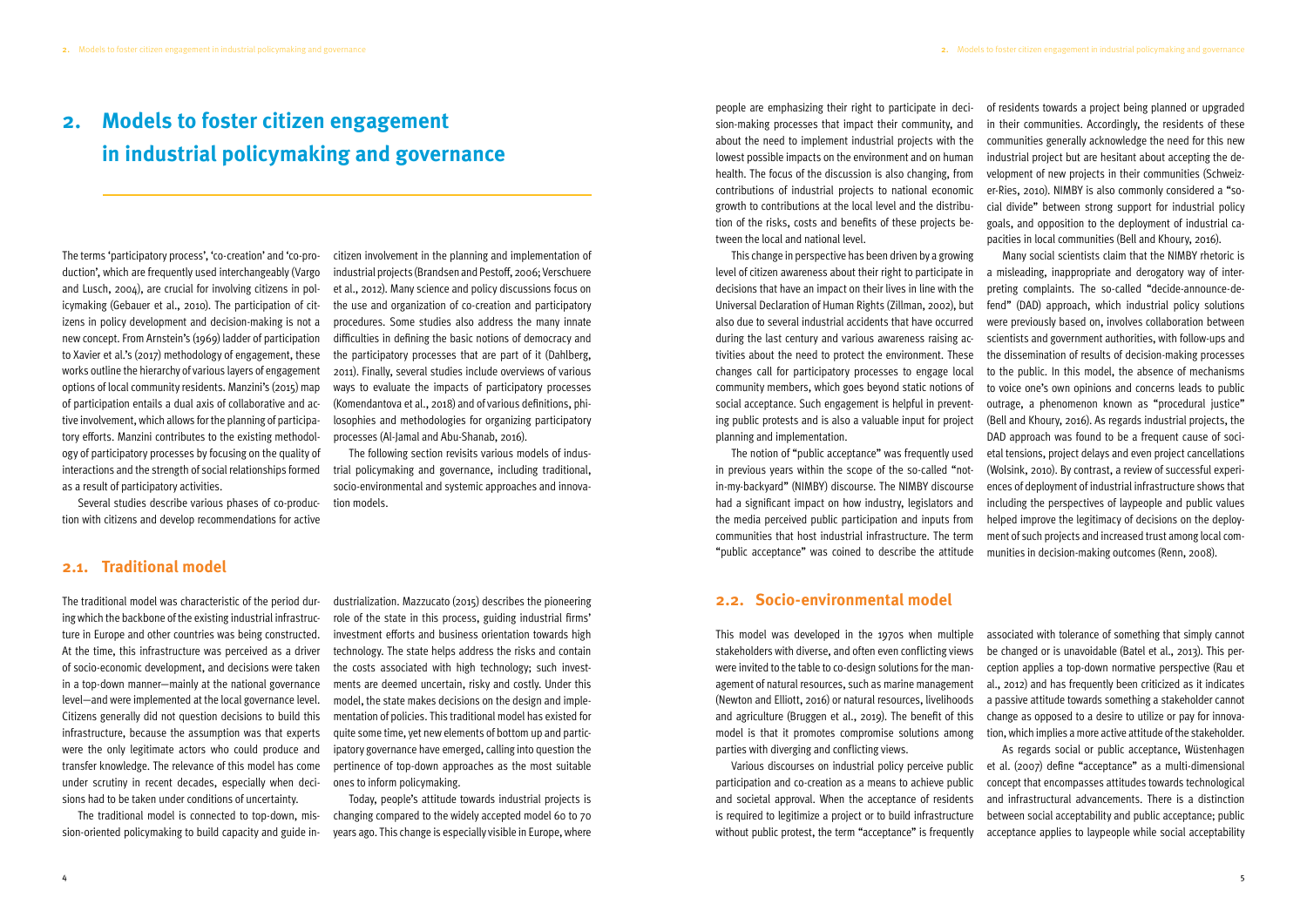# 2. Models to foster citizen engagement in industrial policymaking and governance

The terms 'participatory process', 'co-creation' and 'co-production', which are frequently used interchangeably (Vargo and Lusch, 2004), are crucial for involving citizens in policymaking (Gebauer et al., 2010). The participation of citizens in policy development and decision-making is not a new concept. From Arnstein's (1969) ladder of participation to Xavier et al.'s (2017) methodology of engagement, these works outline the hierarchy of various layers of engagement options of local community residents. Manzini's (2015) map of participation entails a dual axis of collaborative and active involvement, which allows for the planning of participatory efforts. Manzini contributes to the existing methodology of participatory processes by focusing on the quality of interactions and the strength of social relationships formed as a result of participatory activities.

Several studies describe various phases of co-production with citizens and develop recommendations for active citizen involvement in the planning and implementation of industrial projects (Brandsen and Pestoff, 2006; Verschuere et al., 2012). Many science and policy discussions focus on the use and organization of co-creation and participatory procedures. Some studies also address the many innate difficulties in defining the basic notions of democracy and the participatory processes that are part of it (Dahlberg, 2011). Finally, several studies include overviews of various ways to evaluate the impacts of participatory processes (Komendantova et al., 2018) and of various definitions, philosophies and methodologies for organizing participatory processes (Al-Jamal and Abu-Shanab, 2016).

The following section revisits various models of industrial policymaking and governance, including traditional, socio-environmental and systemic approaches and innovation models.

## 2.1. Traditional model

The traditional model was characteristic of the period during which the backbone of the existing industrial infrastructure in Europe and other countries was being constructed. At the time, this infrastructure was perceived as a driver of socio-economic development, and decisions were taken in a top-down manner—mainly at the national governance level—and were implemented at the local governance level. Citizens generally did not question decisions to build this infrastructure, because the assumption was that experts were the only legitimate actors who could produce and transfer knowledge. The relevance of this model has come under scrutiny in recent decades, especially when decisions had to be taken under conditions of uncertainty.

The traditional model is connected to top-down, mission-oriented policymaking to build capacity and guide industrialization. Mazzucato (2015) describes the pioneering role of the state in this process, guiding industrial firms' investment efforts and business orientation towards high technology. The state helps address the risks and contain the costs associated with high technology; such investments are deemed uncertain, risky and costly. Under this model, the state makes decisions on the design and implementation of policies. This traditional model has existed for quite some time, yet new elements of bottom up and participatory governance have emerged, calling into question the pertinence of top-down approaches as the most suitable ones to inform policymaking.

Today, people's attitude towards industrial projects is changing compared to the widely accepted model 60 to 70 years ago. This change is especially visible in Europe, where people are emphasizing their right to participate in decision-making processes that impact their community, and about the need to implement industrial projects with the lowest possible impacts on the environment and on human health. The focus of the discussion is also changing, from contributions of industrial projects to national economic growth to contributions at the local level and the distribution of the risks, costs and benefits of these projects between the local and national level.

This change in perspective has been driven by a growing level of citizen awareness about their right to participate in decisions that have an impact on their lives in line with the Universal Declaration of Human Rights (Zillman, 2002), but also due to several industrial accidents that have occurred during the last century and various awareness raising activities about the need to protect the environment. These changes call for participatory processes to engage local community members, which goes beyond static notions of social acceptance. Such engagement is helpful in preventing public protests and is also a valuable input for project planning and implementation.

The notion of "public acceptance" was frequently used in previous years within the scope of the so-called "not-in-my-backyard" (NIMBY) discourse. The NIMBY discourse had a significant impact on how industry, legislators and the media perceived public participation and inputs from communities that host industrial infrastructure. The term "public acceptance" was coined to describe the attitude of residents towards a project being planned or upgraded in their communities. Accordingly, the residents of these communities generally acknowledge the need for this new industrial project but are hesitant about accepting the development of new projects in their communities (Schweizer-Ries, 2010). NIMBY is also commonly considered a "social divide" between strong support for industrial policy goals, and opposition to the deployment of industrial capacities in local communities (Bell and Khoury, 2016).

Many social scientists claim that the NIMBY rhetoric is a misleading, inappropriate and derogatory way of interpreting complaints. The so-called "decide-announce-defend" (DAD) approach, which industrial policy solutions were previously based on, involves collaboration between scientists and government authorities, with follow-ups and the dissemination of results of decision-making processes to the public. In this model, the absence of mechanisms to voice one's own opinions and concerns leads to public outrage, a phenomenon known as "procedural justice" (Bell and Khoury, 2016). As regards industrial projects, the DAD approach was found to be a frequent cause of societal tensions, project delays and even project cancellations (Wolsink, 2010). By contrast, a review of successful experiences of deployment of industrial infrastructure shows that including the perspectives of laypeople and public values helped improve the legitimacy of decisions on the deployment of such projects and increased trust among local communities in decision-making outcomes (Renn, 2008).

## 2.2. Socio-environmental model

This model was developed in the 1970s when multiple stakeholders with diverse, and often even conflicting views were invited to the table to co-design solutions for the management of natural resources, such as marine management (Newton and Elliott, 2016) or natural resources, livelihoods and agriculture (Bruggen et al., 2019). The benefit of this model is that it promotes compromise solutions among parties with diverging and conflicting views.

Various discourses on industrial policy perceive public participation and co-creation as a means to achieve public and societal approval. When the acceptance of residents is required to legitimize a project or to build infrastructure without public protest, the term "acceptance" is frequently associated with tolerance of something that simply cannot be changed or is unavoidable (Batel et al., 2013). This perception applies a top-down normative perspective (Rau et al., 2012) and has frequently been criticized as it indicates a passive attitude towards something a stakeholder cannot change as opposed to a desire to utilize or pay for innovation, which implies a more active attitude of the stakeholder.

As regards social or public acceptance, Wüstenhagen et al. (2007) define "acceptance" as a multi-dimensional concept that encompasses attitudes towards technological and infrastructural advancements. There is a distinction between social acceptability and public acceptance; public acceptance applies to laypeople while social acceptability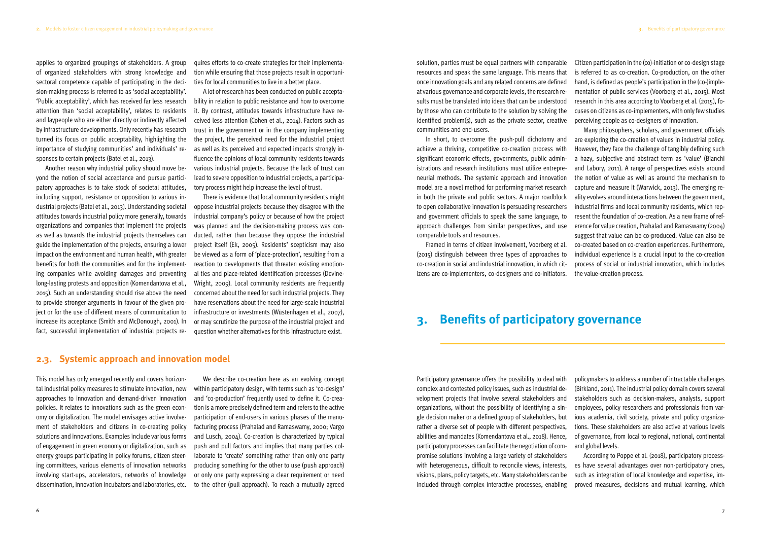applies to organized groupings of stakeholders. A group of organized stakeholders with strong knowledge and sectoral competence capable of participating in the decision-making process is referred to as 'social acceptability'. 'Public acceptability', which has received far less research attention than 'social acceptability', relates to residents and laypeople who are either directly or indirectly affected by infrastructure developments. Only recently has research turned its focus on public acceptability, highlighting the importance of studying communities' and individuals' responses to certain projects (Batel et al., 2013).

Another reason why industrial policy should move beyond the notion of social acceptance and pursue participatory approaches is to take stock of societal attitudes, including support, resistance or opposition to various industrial projects (Batel et al., 2013). Understanding societal attitudes towards industrial policy more generally, towards organizations and companies that implement the projects as well as towards the industrial projects themselves can guide the implementation of the projects, ensuring a lower impact on the environment and human health, with greater benefits for both the communities and for the implementing companies while avoiding damages and preventing long-lasting protests and opposition (Komendantova et al., 2015). Such an understanding should rise above the need to provide stronger arguments in favour of the given project or for the use of different means of communication to increase its acceptance (Smith and McDonough, 2001). In fact, successful implementation of industrial projects requires efforts to co-create strategies for their implementation while ensuring that those projects result in opportunities for local communities to live in a better place.

A lot of research has been conducted on public acceptability in relation to public resistance and how to overcome it. By contrast, attitudes towards infrastructure have received less attention (Cohen et al., 2014). Factors such as trust in the government or in the company implementing the project, the perceived need for the industrial project as well as its perceived and expected impacts strongly influence the opinions of local community residents towards various industrial projects. Because the lack of trust can lead to severe opposition to industrial projects, a participatory process might help increase the level of trust.

There is evidence that local community residents might oppose industrial projects because they disagree with the industrial company's policy or because of how the project was planned and the decision-making process was conducted, rather than because they oppose the industrial project itself (Ek, 2005). Residents' scepticism may also be viewed as a form of 'place-protection', resulting from a reaction to developments that threaten existing emotional ties and place-related identification processes (Devine-Wright, 2009). Local community residents are frequently concerned about the need for such industrial projects. They have reservations about the need for large-scale industrial infrastructure or investments (Wüstenhagen et al., 2007), or may scrutinize the purpose of the industrial project and question whether alternatives for this infrastructure exist.

## 2.3. Systemic approach and innovation model

This model has only emerged recently and covers horizontal industrial policy measures to stimulate innovation, new approaches to innovation and demand-driven innovation policies. It relates to innovations such as the green economy or digitalization. The model envisages active involvement of stakeholders and citizens in co-creating policy solutions and innovations. Examples include various forms of engagement in green economy or digitalization, such as energy groups participating in policy forums, citizen steering committees, various elements of innovation networks involving start-ups, accelerators, networks of knowledge dissemination, innovation incubators and laboratories, etc.

We describe co-creation here as an evolving concept within participatory design, with terms such as 'co-design' and 'co-production' frequently used to define it. Co-creation is a more precisely defined term and refers to the active participation of end-users in various phases of the manufacturing process (Prahalad and Ramaswamy, 2000; Vargo and Lusch, 2004). Co-creation is characterized by typical push and pull factors and implies that many parties collaborate to 'create' something rather than only one party producing something for the other to use (push approach) or only one party expressing a clear requirement or need to the other (pull approach). To reach a mutually agreed solution, parties must be equal partners with comparable resources and speak the same language. This means that once innovation goals and any related concerns are defined at various governance and corporate levels, the research results must be translated into ideas that can be understood by those who can contribute to the solution by solving the identified problem(s), such as the private sector, creative communities and end-users.

In short, to overcome the push-pull dichotomy and achieve a thriving, competitive co-creation process with significant economic effects, governments, public administrations and research institutions must utilize entrepreneurial methods. The systemic approach and innovation model are a novel method for performing market research in both the private and public sectors. A major roadblock to open collaborative innovation is persuading researchers and government officials to speak the same language, to approach challenges from similar perspectives, and use comparable tools and resources.

Framed in terms of citizen involvement, Voorberg et al. (2015) distinguish between three types of approaches to co-creation in social and industrial innovation, in which citizens are co-implementers, co-designers and co-initiators. Citizen participation in the (co)-initiation or co-design stage is referred to as co-creation. Co-production, on the other hand, is defined as people's participation in the (co-)implementation of public services (Voorberg et al., 2015). Most research in this area according to Voorberg et al. (2015), focuses on citizens as co-implementers, with only few studies perceiving people as co-designers of innovation.

Many philosophers, scholars, and government officials are exploring the co-creation of values in industrial policy. However, they face the challenge of tangibly defining such a hazy, subjective and abstract term as 'value' (Bianchi and Labory, 2011). A range of perspectives exists around the notion of value as well as around the mechanism to capture and measure it (Warwick, 2013). The emerging reality evolves around interactions between the government, industrial firms and local community residents, which represent the foundation of co-creation. As a new frame of reference for value creation, Prahalad and Ramaswamy (2004) suggest that value can be co-produced. Value can also be co-created based on co-creation experiences. Furthermore, individual experience is a crucial input to the co-creation process of social or industrial innovation, which includes the value-creation process.

# 3. Benefits of participatory governance

Participatory governance offers the possibility to deal with complex and contested policy issues, such as industrial development projects that involve several stakeholders and organizations, without the possibility of identifying a single decision maker or a defined group of stakeholders, but rather a diverse set of people with different perspectives, abilities and mandates (Komendantova et al., 2018). Hence, participatory processes can facilitate the negotiation of compromise solutions involving a large variety of stakeholders with heterogeneous, difficult to reconcile views, interests, visions, plans, policy targets, etc. Many stakeholders can be included through complex interactive processes, enabling policymakers to address a number of intractable challenges (Birkland, 2011). The industrial policy domain covers several stakeholders such as decision-makers, analysts, support employees, policy researchers and professionals from various academia, civil society, private and policy organizations. These stakeholders are also active at various levels of governance, from local to regional, national, continental and global levels.

According to Poppe et al. (2018), participatory processes have several advantages over non-participatory ones, such as integration of local knowledge and expertise, improved measures, decisions and mutual learning, which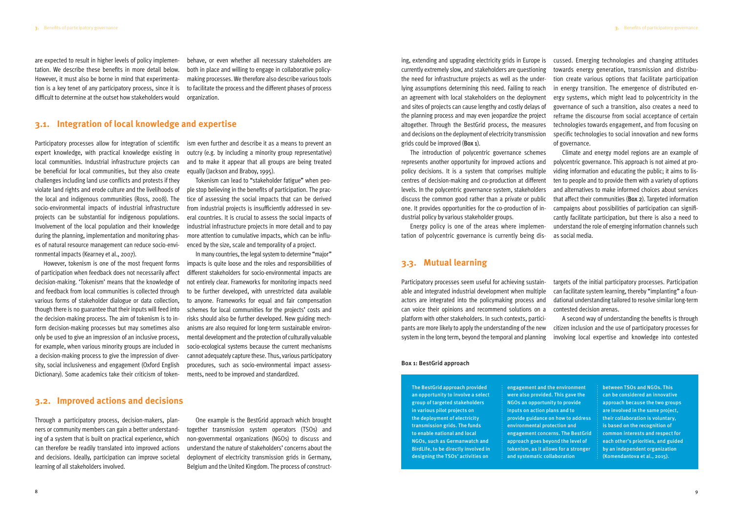are expected to result in higher levels of policy implementation. We describe these benefits in more detail below. However, it must also be borne in mind that experimentation is a key tenet of any participatory process, since it is difficult to determine at the outset how stakeholders would behave, or even whether all necessary stakeholders are both in place and willing to engage in collaborative policy-making processes. We therefore also describe various tools to facilitate the process and the different phases of process organization.

## 3.1. Integration of local knowledge and expertise

Participatory processes allow for integration of scientific expert knowledge, with practical knowledge existing in local communities. Industrial infrastructure projects can be beneficial for local communities, but they also create challenges including land use conflicts and protests if they violate land rights and erode culture and the livelihoods of the local and indigenous communities (Ross, 2008). The socio-environmental impacts of industrial infrastructure projects can be substantial for indigenous populations. Involvement of the local population and their knowledge during the planning, implementation and monitoring phases of natural resource management can reduce socio-environmental impacts (Kearney et al., 2007).

However, tokenism is one of the most frequent forms of participation when feedback does not necessarily affect decision-making. 'Tokenism' means that the knowledge of and feedback from local communities is collected through various forms of stakeholder dialogue or data collection, though there is no guarantee that their inputs will feed into the decision-making process. The aim of tokenism is to inform decision-making processes but may sometimes also only be used to give an impression of an inclusive process, for example, when various minority groups are included in a decision-making process to give the impression of diversity, social inclusiveness and engagement (Oxford English Dictionary). Some academics take their criticism of tokenism even further and describe it as a means to prevent an outcry (e.g. by including a minority group representative) and to make it appear that all groups are being treated equally (Jackson and Braboy, 1995).

Tokenism can lead to "stakeholder fatigue" when people stop believing in the benefits of participation. The practice of assessing the social impacts that can be derived from industrial projects is insufficiently addressed in several countries. It is crucial to assess the social impacts of industrial infrastructure projects in more detail and to pay more attention to cumulative impacts, which can be influenced by the size, scale and temporality of a project.

In many countries, the legal system to determine "major" impacts is quite loose and the roles and responsibilities of different stakeholders for socio-environmental impacts are not entirely clear. Frameworks for monitoring impacts need to be further developed, with unrestricted data available to anyone. Frameworks for equal and fair compensation schemes for local communities for the projects' costs and risks should also be further developed. New guiding mechanisms are also required for long-term sustainable environmental development and the protection of culturally valuable socio-ecological systems because the current mechanisms cannot adequately capture these. Thus, various participatory procedures, such as socio-environmental impact assessments, need to be improved and standardized.

## 3.2. Improved actions and decisions

Through a participatory process, decision-makers, planners or community members can gain a better understanding of a system that is built on practical experience, which can therefore be readily translated into improved actions and decisions. Ideally, participation can improve societal learning of all stakeholders involved.

One example is the BestGrid approach which brought together transmission system operators (TSOs) and non-governmental organizations (NGOs) to discuss and understand the nature of stakeholders' concerns about the deployment of electricity transmission grids in Germany, Belgium and the United Kingdom. The process of constructing, extending and upgrading electricity grids in Europe is currently extremely slow, and stakeholders are questioning the need for infrastructure projects as well as the underlying assumptions determining this need. Failing to reach an agreement with local stakeholders on the deployment and sites of projects can cause lengthy and costly delays of the planning process and may even jeopardize the project altogether. Through the BestGrid process, the measures and decisions on the deployment of electricity transmission grids could be improved (**Box 1**).

The introduction of polycentric governance schemes represents another opportunity for improved actions and policy decisions. It is a system that comprises multiple centres of decision-making and co-production at different levels. In the polycentric governance system, stakeholders discuss the common good rather than a private or public one. It provides opportunities for the co-production of industrial policy by various stakeholder groups.

Energy policy is one of the areas where implementation of polycentric governance is currently being discussed. Emerging technologies and changing attitudes towards energy generation, transmission and distribution create various options that facilitate participation in energy transition. The emergence of distributed energy systems, which might lead to polycentricity in the governance of such a transition, also creates a need to reframe the discourse from social acceptance of certain technologies towards engagement, and from focusing on specific technologies to social innovation and new forms of governance.

Climate and energy model regions are an example of polycentric governance. This approach is not aimed at providing information and educating the public; it aims to listen to people and to provide them with a variety of options and alternatives to make informed choices about services that affect their communities (**Box 2**). Targeted information campaigns about possibilities of participation can significantly facilitate participation, but there is also a need to understand the role of emerging information channels such as social media.

## 3.3. Mutual learning

Participatory processes seem useful for achieving sustainable and integrated industrial development when multiple actors are integrated into the policymaking process and can voice their opinions and recommend solutions on a platform with other stakeholders. In such contexts, participants are more likely to apply the understanding of the new system in the long term, beyond the temporal and planning targets of the initial participatory processes. Participation can facilitate system learning, thereby "implanting" a foundational understanding tailored to resolve similar long-term contested decision arenas.

A second way of understanding the benefits is through citizen inclusion and the use of participatory processes for involving local expertise and knowledge into contested

**Box 1: BestGrid approach**

The BestGrid approach provided an opportunity to involve a select group of targeted stakeholders in various pilot projects on the deployment of electricity transmission grids. The funds to enable national and local NGOs, such as Germanwatch and BirdLife, to be directly involved in designing the TSOs' activities on engagement and the environment were also provided. This gave the NGOs an opportunity to provide inputs on action plans and to provide guidance on how to address environmental protection and engagement concerns. The BestGrid approach goes beyond the level of tokenism, as it allows for a stronger and systematic collaboration between TSOs and NGOs. This can be considered an innovative approach because the two groups are involved in the same project, their collaboration is voluntary, is based on the recognition of common interests and respect for each other's priorities, and guided by an independent organization (Komendantova et al., 2015).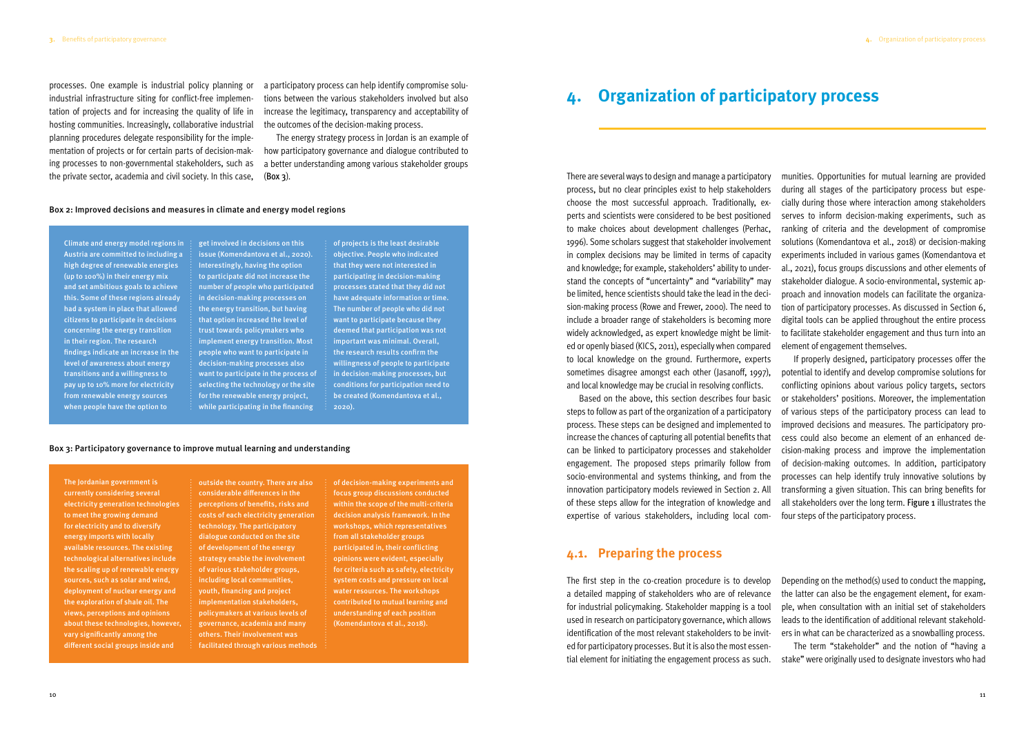processes. One example is industrial policy planning or industrial infrastructure siting for conflict-free implementation of projects and for increasing the quality of life in hosting communities. Increasingly, collaborative industrial planning procedures delegate responsibility for the implementation of projects or for certain parts of decision-making processes to non-governmental stakeholders, such as the private sector, academia and civil society. In this case, a participatory process can help identify compromise solutions between the various stakeholders involved but also increase the legitimacy, transparency and acceptability of the outcomes of the decision-making process.

The energy strategy process in Jordan is an example of how participatory governance and dialogue contributed to a better understanding among various stakeholder groups (Box 3).

**Box 2: Improved decisions and measures in climate and energy model regions**

Climate and energy model regions in Austria are committed to including a high degree of renewable energies (up to 100%) in their energy mix and set ambitious goals to achieve this. Some of these regions already had a system in place that allowed citizens to participate in decisions concerning the energy transition in their region. The research findings indicate an increase in the level of awareness about energy transitions and a willingness to pay up to 10% more for electricity from renewable energy sources when people have the option to get involved in decisions on this issue (Komendantova et al., 2020). Interestingly, having the option to participate did not increase the number of people who participated in decision-making processes on the energy transition, but having that option increased the level of trust towards policymakers who implement energy transition. Most people who want to participate in decision-making processes also want to participate in the process of selecting the technology or the site for the renewable energy project, while participating in the financing of projects is the least desirable objective. People who indicated that they were not interested in participating in decision-making processes stated that they did not have adequate information or time. The number of people who did not want to participate because they deemed that participation was not important was minimal. Overall, the research results confirm the willingness of people to participate in decision-making processes, but conditions for participation need to be created (Komendantova et al., 2020).

**Box 3: Participatory governance to improve mutual learning and understanding**

The Jordanian government is currently considering several electricity generation technologies to meet the growing demand for electricity and to diversify energy imports with locally available resources. The existing technological alternatives include the scaling up of renewable energy sources, such as solar and wind, deployment of nuclear energy and the exploration of shale oil. The views, perceptions and opinions about these technologies, however, vary significantly among the different social groups inside and outside the country. There are also considerable differences in the perceptions of benefits, risks and costs of each electricity generation technology. The participatory dialogue conducted on the site of development of the energy strategy enable the involvement of various stakeholder groups, including local communities, youth, financing and project implementation stakeholders, policymakers at various levels of governance, academia and many others. Their involvement was facilitated through various methods of decision-making experiments and focus group discussions conducted within the scope of the multi-criteria decision analysis framework. In the workshops, which representatives from all stakeholder groups participated in, their conflicting opinions were evident, especially for criteria such as safety, electricity system costs and pressure on local water resources. The workshops contributed to mutual learning and understanding of each position (Komendantova et al., 2018).

# 4. Organization of participatory process

There are several ways to design and manage a participatory process, but no clear principles exist to help stakeholders choose the most successful approach. Traditionally, experts and scientists were considered to be best positioned to make choices about development challenges (Perhac, 1996). Some scholars suggest that stakeholder involvement in complex decisions may be limited in terms of capacity and knowledge; for example, stakeholders' ability to understand the concepts of "uncertainty" and "variability" may be limited, hence scientists should take the lead in the decision-making process (Rowe and Frewer, 2000). The need to include a broader range of stakeholders is becoming more widely acknowledged, as expert knowledge might be limited or openly biased (KICS, 2011), especially when compared to local knowledge on the ground. Furthermore, experts sometimes disagree amongst each other (Jasanoff, 1997), and local knowledge may be crucial in resolving conflicts.

Based on the above, this section describes four basic steps to follow as part of the organization of a participatory process. These steps can be designed and implemented to increase the chances of capturing all potential benefits that can be linked to participatory processes and stakeholder engagement. The proposed steps primarily follow from socio-environmental and systems thinking, and from the innovation participatory models reviewed in Section 2. All of these steps allow for the integration of knowledge and expertise of various stakeholders, including local communities. Opportunities for mutual learning are provided during all stages of the participatory process but especially during those where interaction among stakeholders serves to inform decision-making experiments, such as ranking of criteria and the development of compromise solutions (Komendantova et al., 2018) or decision-making experiments included in various games (Komendantova et al., 2021), focus groups discussions and other elements of stakeholder dialogue. A socio-environmental, systemic approach and innovation models can facilitate the organization of participatory processes. As discussed in Section 6, digital tools can be applied throughout the entire process to facilitate stakeholder engagement and thus turn into an element of engagement themselves.

If properly designed, participatory processes offer the potential to identify and develop compromise solutions for conflicting opinions about various policy targets, sectors or stakeholders' positions. Moreover, the implementation of various steps of the participatory process can lead to improved decisions and measures. The participatory process could also become an element of an enhanced decision-making process and improve the implementation of decision-making outcomes. In addition, participatory processes can help identify truly innovative solutions by transforming a given situation. This can bring benefits for all stakeholders over the long term. Figure 1 illustrates the four steps of the participatory process.

## 4.1. Preparing the process

The first step in the co-creation procedure is to develop a detailed mapping of stakeholders who are of relevance for industrial policymaking. Stakeholder mapping is a tool used in research on participatory governance, which allows identification of the most relevant stakeholders to be invited for participatory processes. But it is also the most essential element for initiating the engagement process as such. Depending on the method(s) used to conduct the mapping, the latter can also be the engagement element, for example, when consultation with an initial set of stakeholders leads to the identification of additional relevant stakeholders in what can be characterized as a snowballing process.

The term "stakeholder" and the notion of "having a stake" were originally used to designate investors who had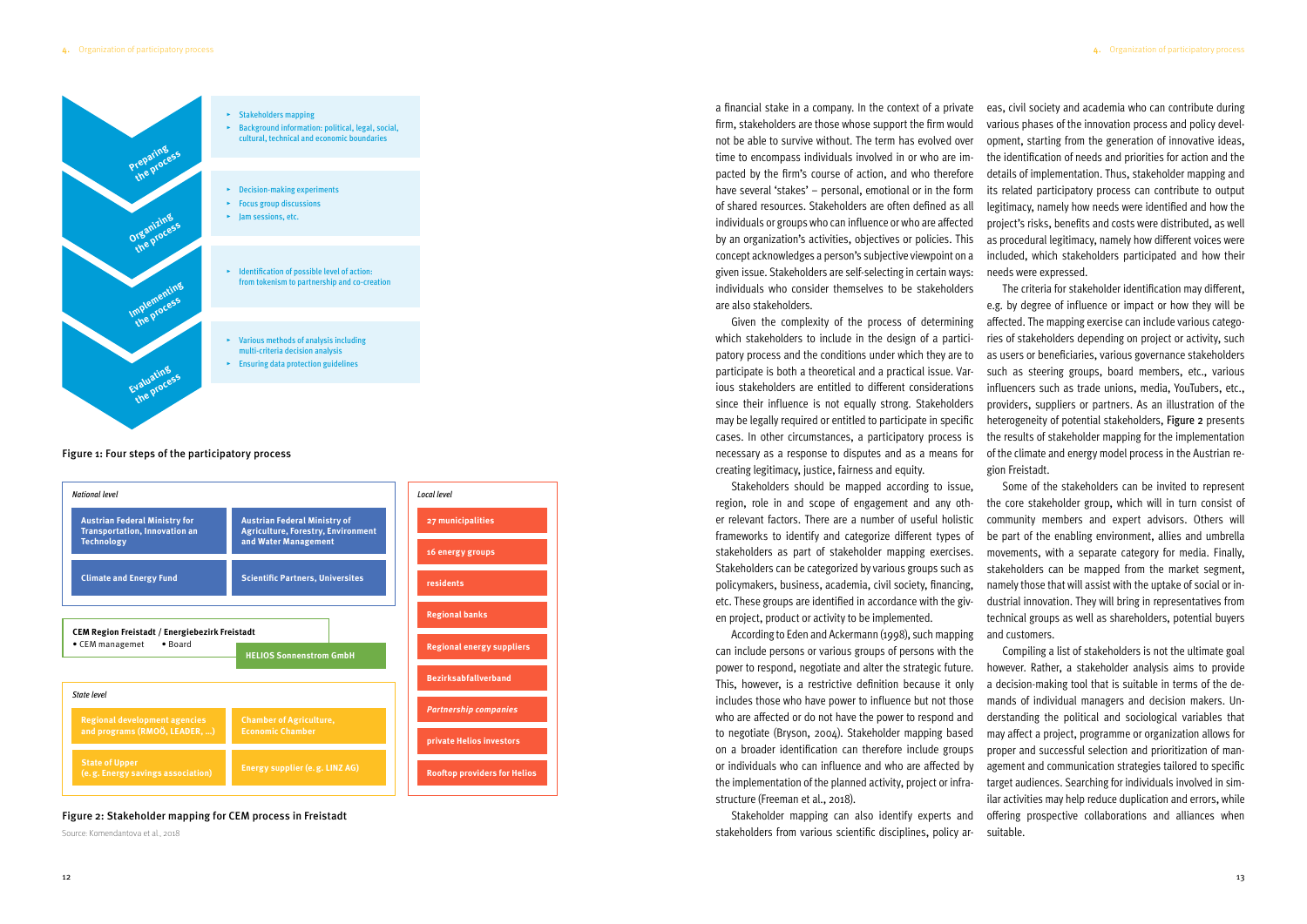- Stakeholders mapping
- Background information: political, legal, social, cultural, technical and economic boundaries

**Preparing the process**

- Decision-making experiments
- Focus group discussions
- Jam sessions, etc.

**Organizing the process**

- Identification of possible level of action: from tokenism to partnership and co-creation

**Implementing the process**

- Various methods of analysis including multi-criteria decision analysis
- Ensuring data protection guidelines

**Evaluating the process**

Figure 1: Four steps of the participatory process

*National level*

- Austrian Federal Ministry for Transportation, Innovation an Technology
- Austrian Federal Ministry of Agriculture, Forestry, Environment and Water Management
- Climate and Energy Fund
- Scientific Partners, Universites

**CEM Region Freistadt / Energiebezirk Freistadt**

- CEM managemet
- Board

HELIOS Sonnenstrom GmbH

*State level*

- Regional development agencies and programs (RMOÖ, LEADER, ...)
- Chamber of Agriculture, Economic Chamber
- State of Upper (e. g. Energy savings association)
- Energy supplier (e. g. LINZ AG)

*Local level*

- 27 municipalities
- 16 energy groups
- residents
- Regional banks
- Regional energy suppliers
- Bezirksabfallverband
- *Partnership companies*
- private Helios investors
- Rooftop providers for Helios

Figure 2: Stakeholder mapping for CEM process in Freistadt

Source: Komendantova et al., 2018

a financial stake in a company. In the context of a private firm, stakeholders are those whose support the firm would not be able to survive without. The term has evolved over time to encompass individuals involved in or who are impacted by the firm's course of action, and who therefore have several 'stakes' – personal, emotional or in the form of shared resources. Stakeholders are often defined as all individuals or groups who can influence or who are affected by an organization's activities, objectives or policies. This concept acknowledges a person's subjective viewpoint on a given issue. Stakeholders are self-selecting in certain ways: individuals who consider themselves to be stakeholders are also stakeholders.

Given the complexity of the process of determining which stakeholders to include in the design of a participatory process and the conditions under which they are to participate is both a theoretical and a practical issue. Various stakeholders are entitled to different considerations since their influence is not equally strong. Stakeholders may be legally required or entitled to participate in specific cases. In other circumstances, a participatory process is necessary as a response to disputes and as a means for creating legitimacy, justice, fairness and equity.

Stakeholders should be mapped according to issue, region, role in and scope of engagement and any other relevant factors. There are a number of useful holistic frameworks to identify and categorize different types of stakeholders as part of stakeholder mapping exercises. Stakeholders can be categorized by various groups such as policymakers, business, academia, civil society, financing, etc. These groups are identified in accordance with the given project, product or activity to be implemented.

According to Eden and Ackermann (1998), such mapping can include persons or various groups of persons with the power to respond, negotiate and alter the strategic future. This, however, is a restrictive definition because it only includes those who have power to influence but not those who are affected or do not have the power to respond and to negotiate (Bryson, 2004). Stakeholder mapping based on a broader identification can therefore include groups or individuals who can influence and who are affected by the implementation of the planned activity, project or infrastructure (Freeman et al., 2018).

Stakeholder mapping can also identify experts and stakeholders from various scientific disciplines, policy areas, civil society and academia who can contribute during various phases of the innovation process and policy development, starting from the generation of innovative ideas, the identification of needs and priorities for action and the details of implementation. Thus, stakeholder mapping and its related participatory process can contribute to output legitimacy, namely how needs were identified and how the project's risks, benefits and costs were distributed, as well as procedural legitimacy, namely how different voices were included, which stakeholders participated and how their needs were expressed.

The criteria for stakeholder identification may different, e.g. by degree of influence or impact or how they will be affected. The mapping exercise can include various categories of stakeholders depending on project or activity, such as users or beneficiaries, various governance stakeholders such as steering groups, board members, etc., various influencers such as trade unions, media, YouTubers, etc., providers, suppliers or partners. As an illustration of the heterogeneity of potential stakeholders, Figure 2 presents the results of stakeholder mapping for the implementation of the climate and energy model process in the Austrian region Freistadt.

Some of the stakeholders can be invited to represent the core stakeholder group, which will in turn consist of community members and expert advisors. Others will be part of the enabling environment, allies and umbrella movements, with a separate category for media. Finally, stakeholders can be mapped from the market segment, namely those that will assist with the uptake of social or industrial innovation. They will bring in representatives from technical groups as well as shareholders, potential buyers and customers.

Compiling a list of stakeholders is not the ultimate goal however. Rather, a stakeholder analysis aims to provide a decision-making tool that is suitable in terms of the demands of individual managers and decision makers. Understanding the political and sociological variables that may affect a project, programme or organization allows for proper and successful selection and prioritization of management and communication strategies tailored to specific target audiences. Searching for individuals involved in similar activities may help reduce duplication and errors, while offering prospective collaborations and alliances when suitable.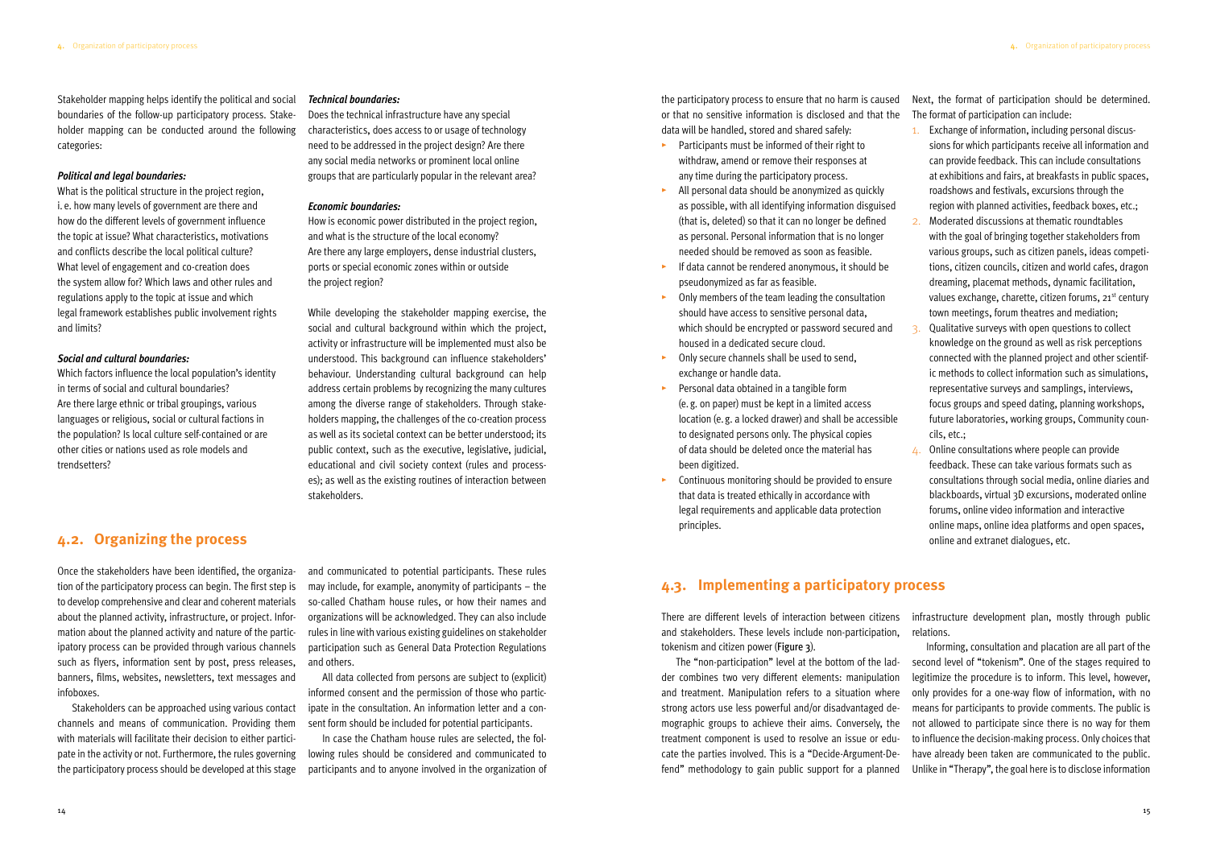Stakeholder mapping helps identify the political and social boundaries of the follow-up participatory process. Stakeholder mapping can be conducted around the following categories:

***Political and legal boundaries:***

What is the political structure in the project region, i. e. how many levels of government are there and how do the different levels of government influence the topic at issue? What characteristics, motivations and conflicts describe the local political culture? What level of engagement and co-creation does the system allow for? Which laws and other rules and regulations apply to the topic at issue and which legal framework establishes public involvement rights and limits?

***Social and cultural boundaries:***

Which factors influence the local population's identity in terms of social and cultural boundaries? Are there large ethnic or tribal groupings, various languages or religious, social or cultural factions in the population? Is local culture self-contained or are other cities or nations used as role models and trendsetters?

***Technical boundaries:***

Does the technical infrastructure have any special characteristics, does access to or usage of technology need to be addressed in the project design? Are there any social media networks or prominent local online groups that are particularly popular in the relevant area?

***Economic boundaries:***

How is economic power distributed in the project region, and what is the structure of the local economy? Are there any large employers, dense industrial clusters, ports or special economic zones within or outside the project region?

While developing the stakeholder mapping exercise, the social and cultural background within which the project, activity or infrastructure will be implemented must also be understood. This background can influence stakeholders' behaviour. Understanding cultural background can help address certain problems by recognizing the many cultures among the diverse range of stakeholders. Through stakeholders mapping, the challenges of the co-creation process as well as its societal context can be better understood; its public context, such as the executive, legislative, judicial, educational and civil society context (rules and processes); as well as the existing routines of interaction between stakeholders.

## 4.2. Organizing the process

Once the stakeholders have been identified, the organization of the participatory process can begin. The first step is to develop comprehensive and clear and coherent materials about the planned activity, infrastructure, or project. Information about the planned activity and nature of the participatory process can be provided through various channels such as flyers, information sent by post, press releases, banners, films, websites, newsletters, text messages and infoboxes.

Stakeholders can be approached using various contact channels and means of communication. Providing them with materials will facilitate their decision to either participate in the activity or not. Furthermore, the rules governing the participatory process should be developed at this stage and communicated to potential participants. These rules may include, for example, anonymity of participants – the so-called Chatham house rules, or how their names and organizations will be acknowledged. They can also include rules in line with various existing guidelines on stakeholder participation such as General Data Protection Regulations and others.

All data collected from persons are subject to (explicit) informed consent and the permission of those who participate in the consultation. An information letter and a consent form should be included for potential participants.

In case the Chatham house rules are selected, the following rules should be considered and communicated to participants and to anyone involved in the organization of the participatory process to ensure that no harm is caused or that no sensitive information is disclosed and that the data will be handled, stored and shared safely:

- Participants must be informed of their right to withdraw, amend or remove their responses at any time during the participatory process.
- All personal data should be anonymized as quickly as possible, with all identifying information disguised (that is, deleted) so that it can no longer be defined as personal. Personal information that is no longer needed should be removed as soon as feasible.
- If data cannot be rendered anonymous, it should be pseudonymized as far as feasible.
- Only members of the team leading the consultation should have access to sensitive personal data, which should be encrypted or password secured and housed in a dedicated secure cloud.
- Only secure channels shall be used to send, exchange or handle data.
- Personal data obtained in a tangible form (e. g. on paper) must be kept in a limited access location (e. g. a locked drawer) and shall be accessible to designated persons only. The physical copies of data should be deleted once the material has been digitized.
- Continuous monitoring should be provided to ensure that data is treated ethically in accordance with legal requirements and applicable data protection principles.

Next, the format of participation should be determined. The format of participation can include:

1. Exchange of information, including personal discussions for which participants receive all information and can provide feedback. This can include consultations at exhibitions and fairs, at breakfasts in public spaces, roadshows and festivals, excursions through the region with planned activities, feedback boxes, etc.;
2. Moderated discussions at thematic roundtables with the goal of bringing together stakeholders from various groups, such as citizen panels, ideas competitions, citizen councils, citizen and world cafes, dragon dreaming, placemat methods, dynamic facilitation, values exchange, charette, citizen forums, 21st century town meetings, forum theatres and mediation;
3. Qualitative surveys with open questions to collect knowledge on the ground as well as risk perceptions connected with the planned project and other scientific methods to collect information such as simulations, representative surveys and samplings, interviews, focus groups and speed dating, planning workshops, future laboratories, working groups, Community councils, etc.;
4. Online consultations where people can provide feedback. These can take various formats such as consultations through social media, online diaries and blackboards, virtual 3D excursions, moderated online forums, online video information and interactive online maps, online idea platforms and open spaces, online and extranet dialogues, etc.

## 4.3. Implementing a participatory process

There are different levels of interaction between citizens and stakeholders. These levels include non-participation, tokenism and citizen power (Figure 3).

The "non-participation" level at the bottom of the ladder combines two very different elements: manipulation and treatment. Manipulation refers to a situation where strong actors use less powerful and/or disadvantaged demographic groups to achieve their aims. Conversely, the treatment component is used to resolve an issue or educate the parties involved. This is a "Decide-Argument-Defend" methodology to gain public support for a planned infrastructure development plan, mostly through public relations.

Informing, consultation and placation are all part of the second level of "tokenism". One of the stages required to legitimize the procedure is to inform. This level, however, only provides for a one-way flow of information, with no means for participants to provide comments. The public is not allowed to participate since there is no way for them to influence the decision-making process. Only choices that have already been taken are communicated to the public. Unlike in "Therapy", the goal here is to disclose information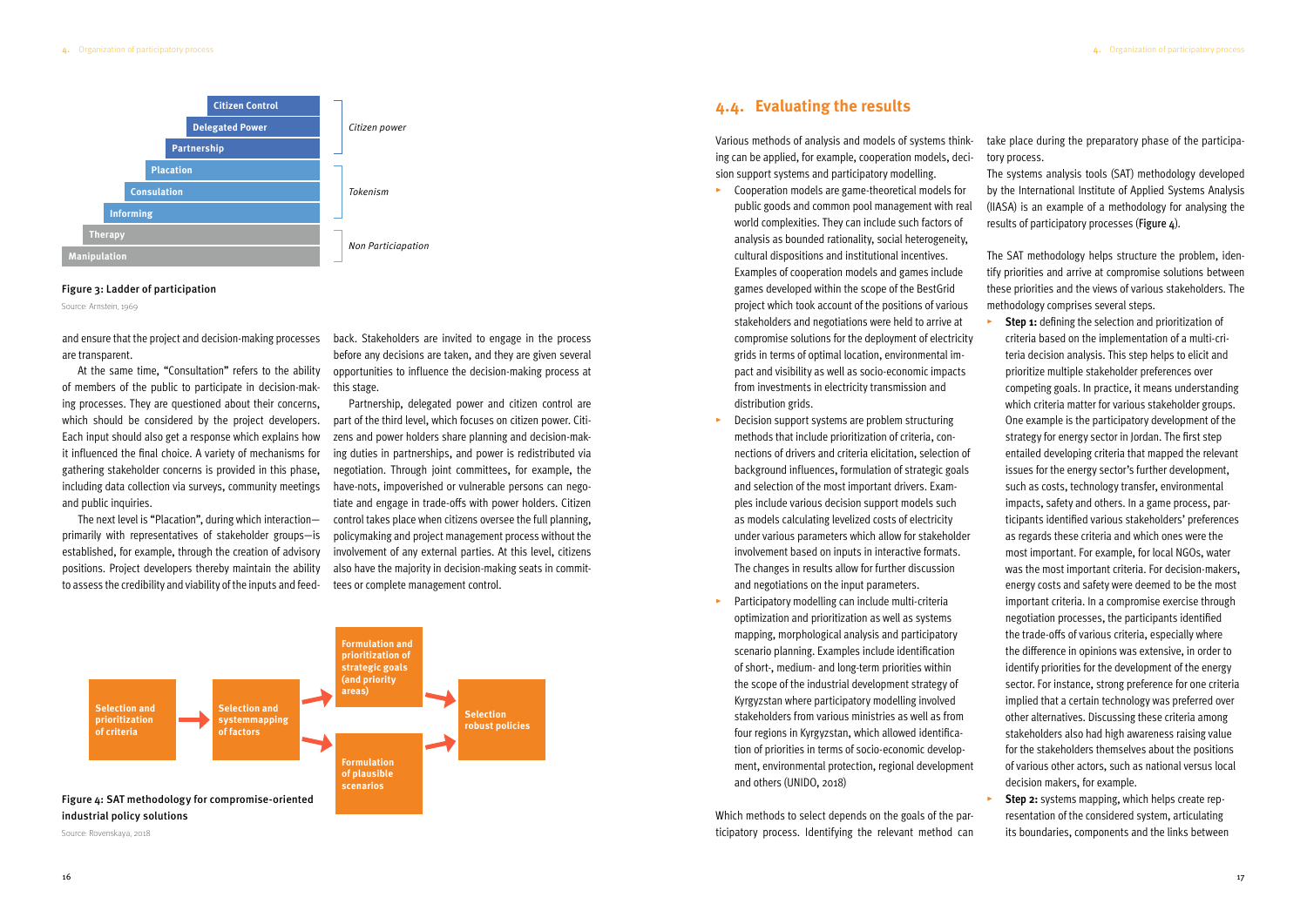| Level | Category |
| --- | --- |
| Citizen Control | Citizen power |
| Delegated Power | Citizen power |
| Partnership | Citizen power |
| Placation | Tokenism |
| Consulation | Tokenism |
| Informing | Tokenism |
| Therapy | Non Particiapation |
| Manipulation | Non Particiapation |

Figure 3: Ladder of participation

Source: Arnstein, 1969

and ensure that the project and decision-making processes are transparent.

At the same time, "Consultation" refers to the ability of members of the public to participate in decision-making processes. They are questioned about their concerns, which should be considered by the project developers. Each input should also get a response which explains how it influenced the final choice. A variety of mechanisms for gathering stakeholder concerns is provided in this phase, including data collection via surveys, community meetings and public inquiries.

The next level is "Placation", during which interaction—primarily with representatives of stakeholder groups—is established, for example, through the creation of advisory positions. Project developers thereby maintain the ability to assess the credibility and viability of the inputs and feedback. Stakeholders are invited to engage in the process before any decisions are taken, and they are given several opportunities to influence the decision-making process at this stage.

Partnership, delegated power and citizen control are part of the third level, which focuses on citizen power. Citizens and power holders share planning and decision-making duties in partnerships, and power is redistributed via negotiation. Through joint committees, for example, the have-nots, impoverished or vulnerable persons can negotiate and engage in trade-offs with power holders. Citizen control takes place when citizens oversee the full planning, policymaking and project management process without the involvement of any external parties. At this level, citizens also have the majority in decision-making seats in committees or complete management control.

Selection and prioritization of criteria → Selection and systemmapping of factors → Formulation and prioritization of strategic goals (and priority areas) / Formulation of plausible scenarios → Selection robust policies

Figure 4: SAT methodology for compromise-oriented industrial policy solutions

Source: Rovenskaya, 2018

## 4.4. Evaluating the results

Various methods of analysis and models of systems thinking can be applied, for example, cooperation models, decision support systems and participatory modelling.

- Cooperation models are game-theoretical models for public goods and common pool management with real world complexities. They can include such factors of analysis as bounded rationality, social heterogeneity, cultural dispositions and institutional incentives. Examples of cooperation models and games include games developed within the scope of the BestGrid project which took account of the positions of various stakeholders and negotiations were held to arrive at compromise solutions for the deployment of electricity grids in terms of optimal location, environmental impact and visibility as well as socio-economic impacts from investments in electricity transmission and distribution grids.
- Decision support systems are problem structuring methods that include prioritization of criteria, connections of drivers and criteria elicitation, selection of background influences, formulation of strategic goals and selection of the most important drivers. Examples include various decision support models such as models calculating levelized costs of electricity under various parameters which allow for stakeholder involvement based on inputs in interactive formats. The changes in results allow for further discussion and negotiations on the input parameters.
- Participatory modelling can include multi-criteria optimization and prioritization as well as systems mapping, morphological analysis and participatory scenario planning. Examples include identification of short-, medium- and long-term priorities within the scope of the industrial development strategy of Kyrgyzstan where participatory modelling involved stakeholders from various ministries as well as from four regions in Kyrgyzstan, which allowed identification of priorities in terms of socio-economic development, environmental protection, regional development and others (UNIDO, 2018)

Which methods to select depends on the goals of the participatory process. Identifying the relevant method can take place during the preparatory phase of the participatory process.

The systems analysis tools (SAT) methodology developed by the International Institute of Applied Systems Analysis (IIASA) is an example of a methodology for analysing the results of participatory processes (Figure 4).

The SAT methodology helps structure the problem, identify priorities and arrive at compromise solutions between these priorities and the views of various stakeholders. The methodology comprises several steps.

- **Step 1:** defining the selection and prioritization of criteria based on the implementation of a multi-criteria decision analysis. This step helps to elicit and prioritize multiple stakeholder preferences over competing goals. In practice, it means understanding which criteria matter for various stakeholder groups. One example is the participatory development of the strategy for energy sector in Jordan. The first step entailed developing criteria that mapped the relevant issues for the energy sector's further development, such as costs, technology transfer, environmental impacts, safety and others. In a game process, participants identified various stakeholders' preferences as regards these criteria and which ones were the most important. For example, for local NGOs, water was the most important criteria. For decision-makers, energy costs and safety were deemed to be the most important criteria. In a compromise exercise through negotiation processes, the participants identified the trade-offs of various criteria, especially where the difference in opinions was extensive, in order to identify priorities for the development of the energy sector. For instance, strong preference for one criteria implied that a certain technology was preferred over other alternatives. Discussing these criteria among stakeholders also had high awareness raising value for the stakeholders themselves about the positions of various other actors, such as national versus local decision makers, for example.
- **Step 2:** systems mapping, which helps create representation of the considered system, articulating its boundaries, components and the links between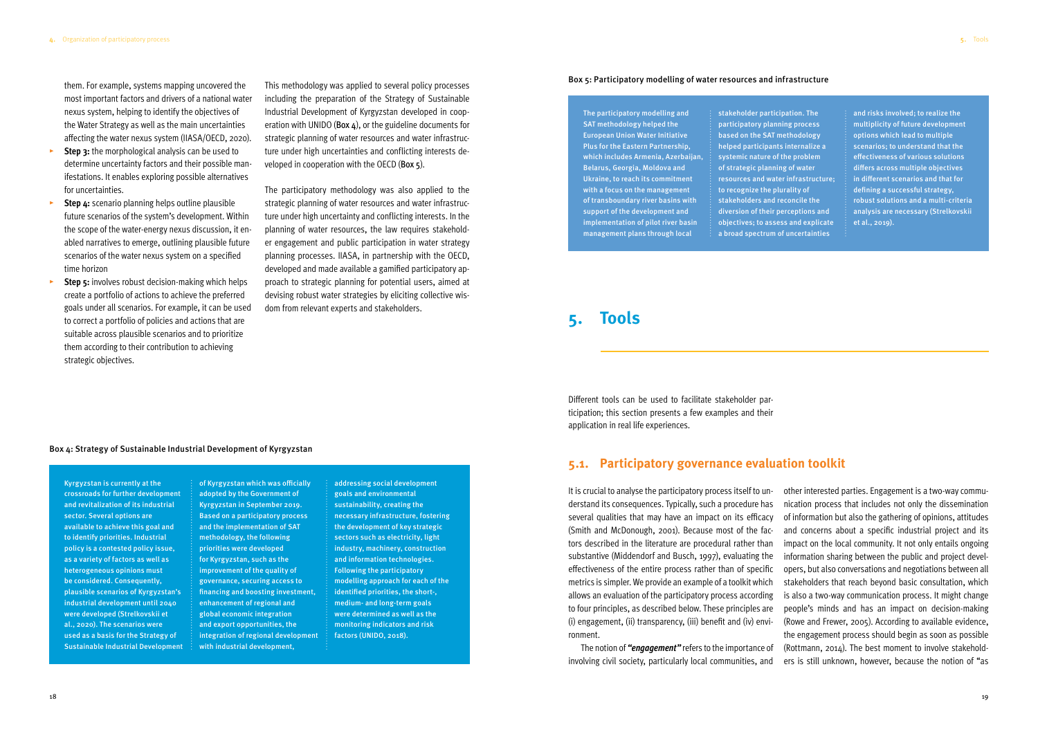them. For example, systems mapping uncovered the most important factors and drivers of a national water nexus system, helping to identify the objectives of the Water Strategy as well as the main uncertainties affecting the water nexus system (IIASA/OECD, 2020).

- **Step 3:** the morphological analysis can be used to determine uncertainty factors and their possible manifestations. It enables exploring possible alternatives for uncertainties.
- **Step 4:** scenario planning helps outline plausible future scenarios of the system's development. Within the scope of the water-energy nexus discussion, it enabled narratives to emerge, outlining plausible future scenarios of the water nexus system on a specified time horizon
- **Step 5:** involves robust decision-making which helps create a portfolio of actions to achieve the preferred goals under all scenarios. For example, it can be used to correct a portfolio of policies and actions that are suitable across plausible scenarios and to prioritize them according to their contribution to achieving strategic objectives.

This methodology was applied to several policy processes including the preparation of the Strategy of Sustainable Industrial Development of Kyrgyzstan developed in cooperation with UNIDO (**Box 4**), or the guideline documents for strategic planning of water resources and water infrastructure under high uncertainties and conflicting interests developed in cooperation with the OECD (**Box 5**).

The participatory methodology was also applied to the strategic planning of water resources and water infrastructure under high uncertainty and conflicting interests. In the planning of water resources, the law requires stakeholder engagement and public participation in water strategy planning processes. IIASA, in partnership with the OECD, developed and made available a gamified participatory approach to strategic planning for potential users, aimed at devising robust water strategies by eliciting collective wisdom from relevant experts and stakeholders.

**Box 4: Strategy of Sustainable Industrial Development of Kyrgyzstan**

Kyrgyzstan is currently at the crossroads for further development and revitalization of its industrial sector. Several options are available to achieve this goal and to identify priorities. Industrial policy is a contested policy issue, as a variety of factors as well as heterogeneous opinions must be considered. Consequently, plausible scenarios of Kyrgyzstan's industrial development until 2040 were developed (Strelkovskii et al., 2020). The scenarios were used as a basis for the Strategy of Sustainable Industrial Development of Kyrgyzstan which was officially adopted by the Government of Kyrgyzstan in September 2019. Based on a participatory process and the implementation of SAT methodology, the following priorities were developed for Kyrgyzstan, such as the improvement of the quality of governance, securing access to financing and boosting investment, enhancement of regional and global economic integration and export opportunities, the integration of regional development with industrial development, addressing social development goals and environmental sustainability, creating the necessary infrastructure, fostering the development of key strategic sectors such as electricity, light industry, machinery, construction and information technologies. Following the participatory modelling approach for each of the identified priorities, the short-, medium- and long-term goals were determined as well as the monitoring indicators and risk factors (UNIDO, 2018).

**Box 5: Participatory modelling of water resources and infrastructure**

The participatory modelling and SAT methodology helped the European Union Water Initiative Plus for the Eastern Partnership, which includes Armenia, Azerbaijan, Belarus, Georgia, Moldova and Ukraine, to reach its commitment with a focus on the management of transboundary river basins with support of the development and implementation of pilot river basin management plans through local stakeholder participation. The participatory planning process based on the SAT methodology helped participants internalize a systemic nature of the problem of strategic planning of water resources and water infrastructure; to recognize the plurality of stakeholders and reconcile the diversion of their perceptions and objectives; to assess and explicate a broad spectrum of uncertainties and risks involved; to realize the multiplicity of future development options which lead to multiple scenarios; to understand that the effectiveness of various solutions differs across multiple objectives in different scenarios and that for defining a successful strategy, robust solutions and a multi-criteria analysis are necessary (Strelkovskii et al., 2019).

# 5. Tools

Different tools can be used to facilitate stakeholder participation; this section presents a few examples and their application in real life experiences.

## 5.1. Participatory governance evaluation toolkit

It is crucial to analyse the participatory process itself to understand its consequences. Typically, such a procedure has several qualities that may have an impact on its efficacy (Smith and McDonough, 2001). Because most of the factors described in the literature are procedural rather than substantive (Middendorf and Busch, 1997), evaluating the effectiveness of the entire process rather than of specific metrics is simpler. We provide an example of a toolkit which allows an evaluation of the participatory process according to four principles, as described below. These principles are (i) engagement, (ii) transparency, (iii) benefit and (iv) environment.

The notion of ***"engagement"*** refers to the importance of involving civil society, particularly local communities, and other interested parties. Engagement is a two-way communication process that includes not only the dissemination of information but also the gathering of opinions, attitudes and concerns about a specific industrial project and its impact on the local community. It not only entails ongoing information sharing between the public and project developers, but also conversations and negotiations between all stakeholders that reach beyond basic consultation, which is also a two-way communication process. It might change people's minds and has an impact on decision-making (Rowe and Frewer, 2005). According to available evidence, the engagement process should begin as soon as possible (Rottmann, 2014). The best moment to involve stakeholders is still unknown, however, because the notion of "as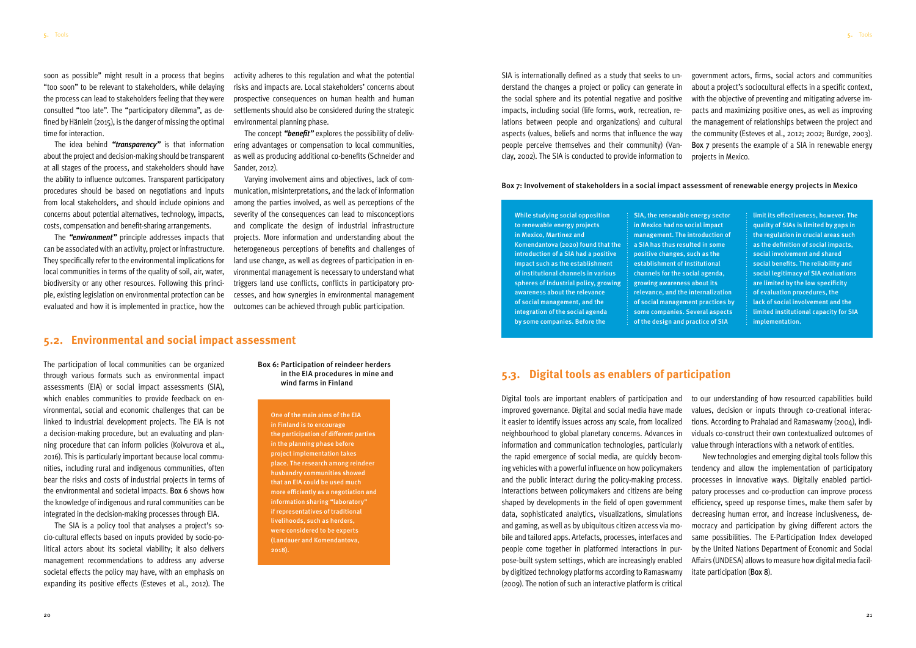soon as possible" might result in a process that begins "too soon" to be relevant to stakeholders, while delaying the process can lead to stakeholders feeling that they were consulted "too late". The "participatory dilemma", as defined by Hänlein (2015), is the danger of missing the optimal time for interaction.

The idea behind ***"transparency"*** is that information about the project and decision-making should be transparent at all stages of the process, and stakeholders should have the ability to influence outcomes. Transparent participatory procedures should be based on negotiations and inputs from local stakeholders, and should include opinions and concerns about potential alternatives, technology, impacts, costs, compensation and benefit-sharing arrangements.

The ***"environment"*** principle addresses impacts that can be associated with an activity, project or infrastructure. They specifically refer to the environmental implications for local communities in terms of the quality of soil, air, water, biodiversity or any other resources. Following this principle, existing legislation on environmental protection can be evaluated and how it is implemented in practice, how the activity adheres to this regulation and what the potential risks and impacts are. Local stakeholders' concerns about prospective consequences on human health and human settlements should also be considered during the strategic environmental planning phase.

The concept ***"benefit"*** explores the possibility of delivering advantages or compensation to local communities, as well as producing additional co-benefits (Schneider and Sander, 2012).

Varying involvement aims and objectives, lack of communication, misinterpretations, and the lack of information among the parties involved, as well as perceptions of the severity of the consequences can lead to misconceptions and complicate the design of industrial infrastructure projects. More information and understanding about the heterogeneous perceptions of benefits and challenges of land use change, as well as degrees of participation in environmental management is necessary to understand what triggers land use conflicts, conflicts in participatory processes, and how synergies in environmental management outcomes can be achieved through public participation.

## 5.2. Environmental and social impact assessment

The participation of local communities can be organized through various formats such as environmental impact assessments (EIA) or social impact assessments (SIA), which enables communities to provide feedback on environmental, social and economic challenges that can be linked to industrial development projects. The EIA is not a decision-making procedure, but an evaluating and planning procedure that can inform policies (Koivurova et al., 2016). This is particularly important because local communities, including rural and indigenous communities, often bear the risks and costs of industrial projects in terms of the environmental and societal impacts. Box 6 shows how the knowledge of indigenous and rural communities can be integrated in the decision-making processes through EIA.

The SIA is a policy tool that analyses a project's socio-cultural effects based on inputs provided by socio-political actors about its societal viability; it also delivers management recommendations to address any adverse societal effects the policy may have, with an emphasis on expanding its positive effects (Esteves et al., 2012). The SIA is internationally defined as a study that seeks to understand the changes a project or policy can generate in the social sphere and its potential negative and positive impacts, including social (life forms, work, recreation, relations between people and organizations) and cultural aspects (values, beliefs and norms that influence the way people perceive themselves and their community) (Vanclay, 2002). The SIA is conducted to provide information to government actors, firms, social actors and communities about a project's sociocultural effects in a specific context, with the objective of preventing and mitigating adverse impacts and maximizing positive ones, as well as improving the management of relationships between the project and the community (Esteves et al., 2012; 2002; Burdge, 2003). Box 7 presents the example of a SIA in renewable energy projects in Mexico.

**Box 6: Participation of reindeer herders in the EIA procedures in mine and wind farms in Finland**

One of the main aims of the EIA in Finland is to encourage the participation of different parties in the planning phase before project implementation takes place. The research among reindeer husbandry communities showed that an EIA could be used much more efficiently as a negotiation and information sharing "laboratory" if representatives of traditional livelihoods, such as herders, were considered to be experts (Landauer and Komendantova, 2018).

**Box 7: Involvement of stakeholders in a social impact assessment of renewable energy projects in Mexico**

While studying social opposition to renewable energy projects in Mexico, Martinez and Komendantova (2020) found that the introduction of a SIA had a positive impact such as the establishment of institutional channels in various spheres of industrial policy, growing awareness about the relevance of social management, and the integration of the social agenda by some companies. Before the SIA, the renewable energy sector in Mexico had no social impact management. The introduction of a SIA has thus resulted in some positive changes, such as the establishment of institutional channels for the social agenda, growing awareness about its relevance, and the internalization of social management practices by some companies. Several aspects of the design and practice of SIA limit its effectiveness, however. The quality of SIAs is limited by gaps in the regulation in crucial areas such as the definition of social impacts, social involvement and shared social benefits. The reliability and social legitimacy of SIA evaluations are limited by the low specificity of evaluation procedures, the lack of social involvement and the limited institutional capacity for SIA implementation.

## 5.3. Digital tools as enablers of participation

Digital tools are important enablers of participation and improved governance. Digital and social media have made it easier to identify issues across any scale, from localized neighbourhood to global planetary concerns. Advances in information and communication technologies, particularly the rapid emergence of social media, are quickly becoming vehicles with a powerful influence on how policymakers and the public interact during the policy-making process. Interactions between policymakers and citizens are being shaped by developments in the field of open government data, sophisticated analytics, visualizations, simulations and gaming, as well as by ubiquitous citizen access via mobile and tailored apps. Artefacts, processes, interfaces and people come together in platformed interactions in purpose-built system settings, which are increasingly enabled by digitized technology platforms according to Ramaswamy (2009). The notion of such an interactive platform is critical to our understanding of how resourced capabilities build values, decision or inputs through co-creational interactions. According to Prahalad and Ramaswamy (2004), individuals co-construct their own contextualized outcomes of value through interactions with a network of entities.

New technologies and emerging digital tools follow this tendency and allow the implementation of participatory processes in innovative ways. Digitally enabled participatory processes and co-production can improve process efficiency, speed up response times, make them safer by decreasing human error, and increase inclusiveness, democracy and participation by giving different actors the same possibilities. The E-Participation Index developed by the United Nations Department of Economic and Social Affairs (UNDESA) allows to measure how digital media facilitate participation (Box 8).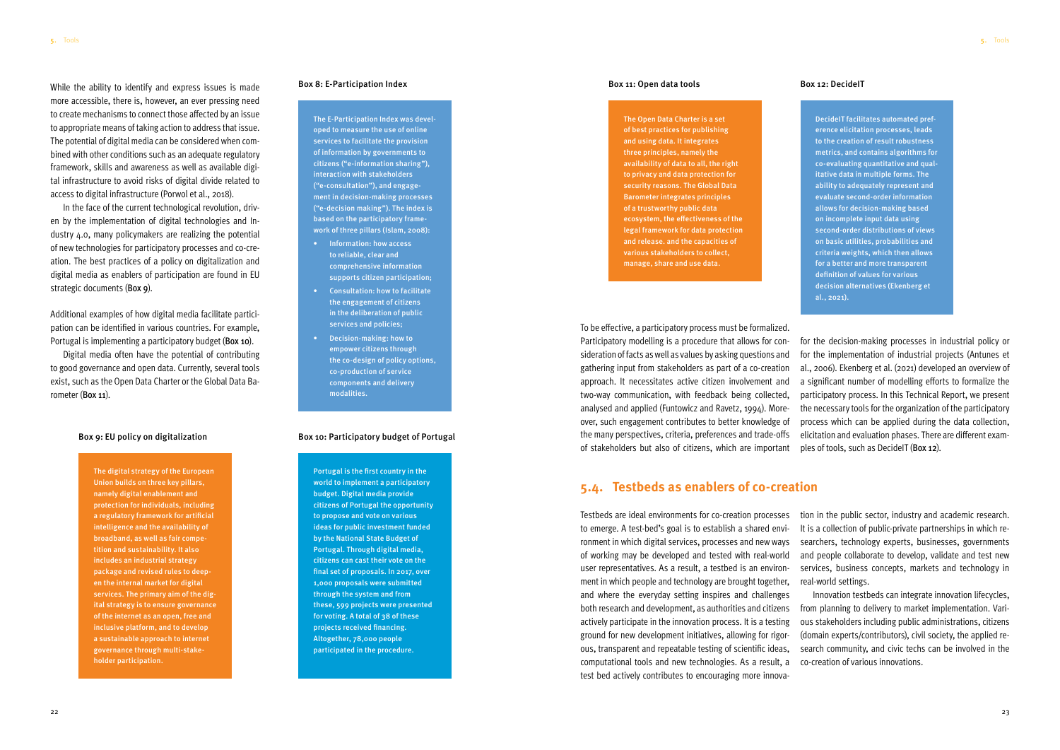While the ability to identify and express issues is made more accessible, there is, however, an ever pressing need to create mechanisms to connect those affected by an issue to appropriate means of taking action to address that issue. The potential of digital media can be considered when combined with other conditions such as an adequate regulatory framework, skills and awareness as well as available digital infrastructure to avoid risks of digital divide related to access to digital infrastructure (Porwol et al., 2018).

In the face of the current technological revolution, driven by the implementation of digital technologies and Industry 4.0, many policymakers are realizing the potential of new technologies for participatory processes and co-creation. The best practices of a policy on digitalization and digital media as enablers of participation are found in EU strategic documents (**Box 9**).

Additional examples of how digital media facilitate participation can be identified in various countries. For example, Portugal is implementing a participatory budget (**Box 10**).

Digital media often have the potential of contributing to good governance and open data. Currently, several tools exist, such as the Open Data Charter or the Global Data Barometer (**Box 11**).

**Box 9: EU policy on digitalization**

> The digital strategy of the European Union builds on three key pillars, namely digital enablement and protection for individuals, including a regulatory framework for artificial intelligence and the availability of broadband, as well as fair competition and sustainability. It also includes an industrial strategy package and revised rules to deepen the internal market for digital services. The primary aim of the digital strategy is to ensure governance of the internet as an open, free and inclusive platform, and to develop a sustainable approach to internet governance through multi-stakeholder participation.

**Box 8: E-Participation Index**

> The E-Participation Index was developed to measure the use of online services to facilitate the provision of information by governments to citizens ("e-information sharing"), interaction with stakeholders ("e-consultation"), and engagement in decision-making processes ("e-decision making"). The index is based on the participatory framework of three pillars (Islam, 2008):
>
> - Information: how access to reliable, clear and comprehensive information supports citizen participation;
> - Consultation: how to facilitate the engagement of citizens in the deliberation of public services and policies;
> - Decision-making: how to empower citizens through the co-design of policy options, co-production of service components and delivery modalities.

**Box 10: Participatory budget of Portugal**

> Portugal is the first country in the world to implement a participatory budget. Digital media provide citizens of Portugal the opportunity to propose and vote on various ideas for public investment funded by the National State Budget of Portugal. Through digital media, citizens can cast their vote on the final set of proposals. In 2017, over 1,000 proposals were submitted through the system and from these, 599 projects were presented for voting. A total of 38 of these projects received financing. Altogether, 78,000 people participated in the procedure.

**Box 11: Open data tools**

> The Open Data Charter is a set of best practices for publishing and using data. It integrates three principles, namely the availability of data to all, the right to privacy and data protection for security reasons. The Global Data Barometer integrates principles of a trustworthy public data ecosystem, the effectiveness of the legal framework for data protection and release. and the capacities of various stakeholders to collect, manage, share and use data.

**Box 12: DecideIT**

> DecideIT facilitates automated preference elicitation processes, leads to the creation of result robustness metrics, and contains algorithms for co-evaluating quantitative and qualitative data in multiple forms. The ability to adequately represent and evaluate second-order information allows for decision-making based on incomplete input data using second-order distributions of views on basic utilities, probabilities and criteria weights, which then allows for a better and more transparent definition of values for various decision alternatives (Ekenberg et al., 2021).

To be effective, a participatory process must be formalized. Participatory modelling is a procedure that allows for consideration of facts as well as values by asking questions and gathering input from stakeholders as part of a co-creation approach. It necessitates active citizen involvement and two-way communication, with feedback being collected, analysed and applied (Funtowicz and Ravetz, 1994). Moreover, such engagement contributes to better knowledge of the many perspectives, criteria, preferences and trade-offs of stakeholders but also of citizens, which are important for the decision-making processes in industrial policy or for the implementation of industrial projects (Antunes et al., 2006). Ekenberg et al. (2021) developed an overview of a significant number of modelling efforts to formalize the participatory process. In this Technical Report, we present the necessary tools for the organization of the participatory process which can be applied during the data collection, elicitation and evaluation phases. There are different examples of tools, such as DecideIT (**Box 12**).

## 5.4. Testbeds as enablers of co-creation

Testbeds are ideal environments for co-creation processes to emerge. A test-bed's goal is to establish a shared environment in which digital services, processes and new ways of working may be developed and tested with real-world user representatives. As a result, a testbed is an environment in which people and technology are brought together, and where the everyday setting inspires and challenges both research and development, as authorities and citizens actively participate in the innovation process. It is a testing ground for new development initiatives, allowing for rigorous, transparent and repeatable testing of scientific ideas, computational tools and new technologies. As a result, a test bed actively contributes to encouraging more innovation in the public sector, industry and academic research. It is a collection of public-private partnerships in which researchers, technology experts, businesses, governments and people collaborate to develop, validate and test new services, business concepts, markets and technology in real-world settings.

Innovation testbeds can integrate innovation lifecycles, from planning to delivery to market implementation. Various stakeholders including public administrations, citizens (domain experts/contributors), civil society, the applied research community, and civic techs can be involved in the co-creation of various innovations.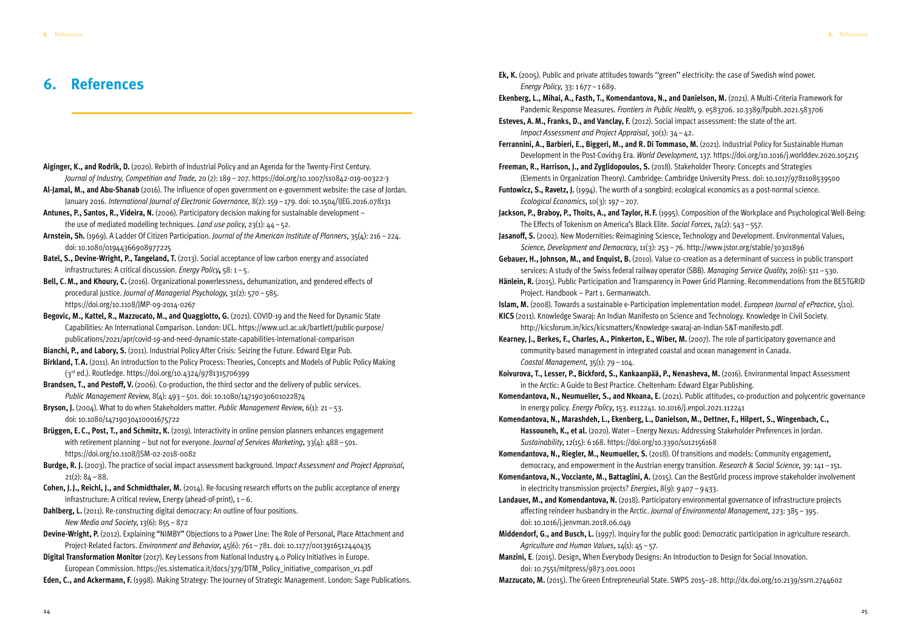# 6. References

**Aiginger, K., and Rodrik, D.** (2020). Rebirth of Industrial Policy and an Agenda for the Twenty-First Century. *Journal of Industry, Competition and Trade,* 20 (2): 189 – 207. https://doi.org/10.1007/s10842-019-00322-3

**Al-Jamal, M., and Abu-Shanab** (2016). The influence of open government on e-government website: the case of Jordan. January 2016. *International Journal of Electronic Governance,* 8(2): 159 – 179. doi: 10.1504/IJEG.2016.078131

**Antunes, P., Santos, R., Videira, N.** (2006). Participatory decision making for sustainable development – the use of mediated modelling techniques. *Land use policy*, 23(1): 44 – 52.

**Arnstein, Sh.** (1969). A Ladder Of Citizen Participation. *Journal of the American Institute of Planners*, 35(4): 216 – 224. doi: 10.1080/01944366908977225

**Batel, S., Devine-Wright, P., Tangeland, T.** (2013). Social acceptance of low carbon energy and associated infrastructures: A critical discussion. *Energy Policy***,** 58: 1 – 5.

**Bell, C.M., and Khoury, C.** (2016). Organizational powerlessness, dehumanization, and gendered effects of procedural justice. *Journal of Managerial Psychology*, 31(2): 570 – 585. https://doi.org/10.1108/JMP-09-2014-0267

**Begovic, M., Kattel, R., Mazzucato, M., and Quaggiotto, G.** (2021). COVID-19 and the Need for Dynamic State Capabilities: An International Comparison. London: UCL. https://www.ucl.ac.uk/bartlett/public-purpose/publications/2021/apr/covid-19-and-need-dynamic-state-capabilities-international-comparison

**Bianchi, P., and Labory, S.** (2011). Industrial Policy After Crisis: Seizing the Future. Edward Elgar Pub.

**Birkland, T.A.** (2011). An Introduction to the Policy Process: Theories, Concepts and Models of Public Policy Making (3rd ed.). Routledge. https://doi.org/10.4324/9781315706399

**Brandsen, T., and Pestoff, V.** (2006). Co-production, the third sector and the delivery of public services. *Public Management Review*, 8(4): 493 – 501. doi: 10.1080/14719030601022874

**Bryson, J.** (2004). What to do when Stakeholders matter. *Public Management Review*, 6(1): 21 – 53. doi: 10.1080/14719030410001675722

**Brüggen, E.C., Post, T., and Schmitz, K.** (2019). Interactivity in online pension planners enhances engagement with retirement planning – but not for everyone. *Journal of Services Marketing*, 33(4): 488 – 501. https://doi.org/10.1108/JSM-02-2018-0082

**Burdge, R.J.** (2003). The practice of social impact assessment background. *Impact Assessment and Project Appraisal*, 21(2): 84 – 88.

**Cohen, J.J., Reichl, J., and Schmidthaler, M.** (2014). Re-focusing research efforts on the public acceptance of energy infrastructure: A critical review, Energy (ahead-of-print), 1 – 6.

**Dahlberg, L.** (2011). Re-constructing digital democracy: An outline of four positions. *New Media and Society*, 13(6): 855 – 872

**Devine-Wright, P.** (2012). Explaining "NIMBY" Objections to a Power Line: The Role of Personal, Place Attachment and Project-Related Factors. *Environment and Behavior*, 45(6): 761 – 781. doi: 10.1177/0013916512440435

**Digital Transformation Monitor** (2017). Key Lessons from National Industry 4.0 Policy Initiatives in Europe. European Commission. https://es.sistematica.it/docs/379/DTM_Policy_initiative_comparison_v1.pdf

**Eden, C., and Ackermann, F.** (1998). Making Strategy: The Journey of Strategic Management. London: Sage Publications.

**Ek, K.** (2005). Public and private attitudes towards "green" electricity: the case of Swedish wind power. *Energy Policy*, 33: 1677 – 1689.

**Ekenberg, L., Mihai, A., Fasth, T., Komendantova, N., and Danielson, M.** (2021). A Multi-Criteria Framework for Pandemic Response Measures. *Frontiers in Public Health*, 9. e583706. 10.3389/fpubh.2021.583706

**Esteves, A.M., Franks, D., and Vanclay, F.** (2012). Social impact assessment: the state of the art. *Impact Assessment and Project Appraisal*, 30(1): 34 – 42.

**Ferrannini, A., Barbieri, E., Biggeri, M., and R. Di Tommaso, M.** (2021). Industrial Policy for Sustainable Human Development in the Post-Covid19 Era. *World Development*, 137. https://doi.org/10.1016/j.worlddev.2020.105215

**Freeman, R., Harrison, J., and Zyglidopoulos, S.** (2018). Stakeholder Theory: Concepts and Strategies (Elements in Organization Theory). Cambridge: Cambridge University Press. doi: 10.1017/9781108539500

**Funtowicz, S., Ravetz, J.** (1994). The worth of a songbird: ecological economics as a post-normal science. *Ecological Economics*, 10(3): 197 – 207.

**Jackson, P., Braboy, P., Thoits, A., and Taylor, H.F.** (1995). Composition of the Workplace and Psychological Well-Being: The Effects of Tokenism on America's Black Elite. *Social Forces*, 74(2): 543 – 557.

**Jasanoff, S.** (2002). New Modernities: Reimagining Science, Technology and Development. Environmental Values, *Science, Development and Democracy*, 11(3): 253 – 76. http://www.jstor.org/stable/30301896

**Gebauer, H., Johnson, M., and Enquist, B.** (2010). Value co-creation as a determinant of success in public transport services: A study of the Swiss federal railway operator (SBB). *Managing Service Quality*, 20(6): 511 – 530.

**Hänlein, R.** (2015). Public Participation and Transparency in Power Grid Planning. Recommendations from the BESTGRID Project. Handbook – Part 1. Germanwatch.

**Islam, M.** (2008). Towards a sustainable e-Participation implementation model. *European Journal of ePractice*, 5(10).

**KICS** (2011). Knowledge Swaraj: An Indian Manifesto on Science and Technology. Knowledge in Civil Society. http://kicsforum.in/kics/kicsmatters/Knowledge-swaraj-an-Indian-S&T-manifesto.pdf.

**Kearney, J., Berkes, F., Charles, A., Pinkerton, E., Wiber, M.** (2007). The role of participatory governance and community-based management in integrated coastal and ocean management in Canada. *Coastal Management*, 35(1): 79 – 104.

**Koivurova, T., Lesser, P., Bickford, S., Kankaanpää, P., Nenasheva, M.** (2016). Environmental Impact Assessment in the Arctic: A Guide to Best Practice. Cheltenham: Edward Elgar Publishing.

**Komendantova, N., Neumueller, S., and Nkoana, E.** (2021). Public attitudes, co-production and polycentric governance in energy policy. *Energy Policy*, 153. e112241. 10.1016/j.enpol.2021.112241

**Komendantova, N., Marashdeh, L., Ekenberg, L., Danielson, M., Dettner, F., Hilpert, S., Wingenbach, C., Hassouneh, K., et al.** (2020). Water – Energy Nexus: Addressing Stakeholder Preferences in Jordan. *Sustainability*, 12(15): 6168. https://doi.org/10.3390/su12156168

**Komendantova, N., Riegler, M., Neumueller, S.** (2018). Of transitions and models: Community engagement, democracy, and empowerment in the Austrian energy transition. *Research & Social Science*, 39: 141 – 151.

**Komendantova, N., Vocciante, M., Battaglini, A.** (2015). Can the BestGrid process improve stakeholder involvement in electricity transmission projects? *Energies*, 8(9): 9407 – 9433.

**Landauer, M., and Komendantova, N.** (2018). Participatory environmental governance of infrastructure projects affecting reindeer husbandry in the Arctic. *Journal of Environmental Management*, 223: 385 – 395. doi: 10.1016/j.jenvman.2018.06.049

**Middendorf, G., and Busch, L.** (1997). Inquiry for the public good: Democratic participation in agriculture research. *Agriculture and Human Values*, 14(1): 45 – 57.

**Manzini, E**. (2015). Design, When Everybody Designs: An Introduction to Design for Social Innovation. doi: 10.7551/mitpress/9873.001.0001

**Mazzucato, M.** (2015). The Green Entrepreneurial State. SWPS 2015–28. http://dx.doi.org/10.2139/ssrn.2744602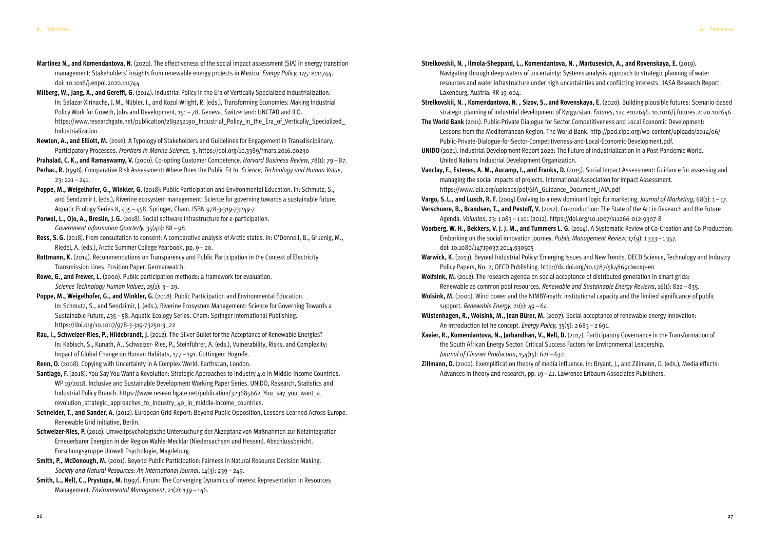**Martinez N., and Komendantova, N.** (2020). The effectiveness of the social impact assessment (SIA) in energy transition management: Stakeholders' insights from renewable energy projects in Mexico. *Energy Policy*, 145: e111744. doi: 10.1016/j.enpol.2020.111744

**Milberg, W., Jang, X., and Gereffi, G.** (2014). Industrial Policy in the Era of Vertically Specialized Industrialization. In: Salazar-Xirinachs, J. M., Nübler, I., and Kozul-Wright, R. (eds.), Transforming Economies: Making Industrial Policy Work for Growth, Jobs and Development, 151 – 78. Geneva, Switzerland: UNCTAD and ILO. https://www.researchgate.net/publication/289252190_Industrial_Policy_in_the_Era_of_Vertically_Specialized_Industrialization

**Newton, A., and Elliott, M.** (2016). A Typology of Stakeholders and Guidelines for Engagement in Transdisciplinary, Participatory Processes. *Frontiers in Marine Science*, 3. https://doi.org/10.3389/fmars.2016.00230

**Prahalad, C. K., and Ramaswamy, V.** (2000). Co-opting Customer Competence. *Harvard Business Review*, 78(1): 79 – 87.

**Perhac, R.** (1998). Comparative Risk Assessment: Where Does the Public Fit In. *Science, Technology and Human Value*, 23: 221 – 241.

**Poppe, M., Weigelhofer, G., Winkler, G.** (2018): Public Participation and Environmental Education. In: Schmutz, S., and Sendzimir J. (eds.), Riverine ecosystem management: Science for governing towards a sustainable future. Aquatic Ecology Series 8, 435 – 458. Springer, Cham. ISBN 978-3-319-73249-7

**Porwol, L., Ojo, A., Breslin, J. G.** (2018). Social software infrastructure for e-participation. *Government Information Quarterly*, 35(40): 88 – 98.

**Ross, S. G.** (2018). From consultation to consent: A comparative analysis of Arctic states. In: O'Donnell, B., Gruenig, M., Riedel, A. (eds.), Arctic Summer College Yearbook, pp. 9 – 20.

**Rottmann, K.** (2014). Recommendations on Transparency and Public Participation in the Context of Electricity Transmission Lines. Position Paper. Germanwatch.

**Rowe, G., and Frewer, L.** (2000). Public participation methods: a framework for evaluation. *Science Technology Human Values*, 25(1): 3 – 29.

**Poppe, M., Weigelhofer, G., and Winkler, G.** (2018). Public Participation and Environmental Education. In: Schmutz, S., and Sendzimir, J. (eds.), Riverine Ecosystem Management: Science for Governing Towards a Sustainable Future, 435 – 58. Aquatic Ecology Series. Cham: Springer International Publishing. https://doi.org/10.1007/978-3-319-73250-3_22

**Rau, I., Schweizer-Ries, P., Hildebrandt, J.** (2012). The Silver Bullet for the Acceptance of Renewable Energies? In: Kabisch, S., Kunath, A., Schweizer- Ries, P., Steinführer, A. (eds.), Vulnerability, Risks, and Complexity: Impact of Global Change on Human Habitats, 177 – 191. Gottingen: Hogrefe.

**Renn, O.** (2008). Copying with Uncertainty in A Complex World. Earthscan, London.

**Santiago, F.** (2018). You Say You Want a Revolution: Strategic Approaches to Industry 4.0 in Middle-Income Countries. WP 19/2018. Inclusive and Sustainable Development Working Paper Series. UNIDO, Research, Statistics and Industrial Policy Branch. https://www.researchgate.net/publication/323685662_You_say_you_want_a_revolution_strategic_approaches_to_Industry_40_in_middle-income_countries.

**Schneider, T., and Sander, A.** (2012). European Grid Report: Beyond Public Opposition, Lessons Learned Across Europe. Renewable Grid Initiative, Berlin.

**Schweizer-Ries, P.** (2010). Umweltpsychologische Untersuchung der Akzeptanz von Maßnahmen zur Netzintegration Erneuerbarer Energien in der Region Wahle-Mecklar (Niedersachsen und Hessen). Abschlussbericht. Forschungsgruppe Umwelt Psychologie, Magdeburg.

**Smith, P., McDonough, M.** (2001). Beyond Public Participation: Fairness in Natural Resource Decision Making. *Society and Natural Resources: An International Journal*, 14(3): 239 – 249.

**Smith, L., Nell, C., Prystupa, M.** (1997). Forum: The Converging Dynamics of Interest Representation in Resources Management. *Environmental Management*, 21(2): 139 – 146.

**Strelkovskii, N. , Ilmola-Sheppard, L., Komendantova, N. , Martusevich, A., and Rovenskaya, E.** (2019). Navigating through deep waters of uncertainty: Systems analysis approach to strategic planning of water resources and water infrastructure under high uncertainties and conflicting interests. IIASA Research Report. Laxenburg, Austria: RR-19-004.

**Strelkovskii, N. , Komendantova, N. , Sizov, S., and Rovenskaya, E.** (2020). Building plausible futures: Scenario-based strategic planning of industrial development of Kyrgyzstan. *Futures*, 124 e102646. 10.1016/j.futures.2020.102646

**The World Bank** (2011). Public-Private Dialogue for Sector Competitiveness and Local Economic Development: Lessons from the Mediterranean Region. The World Bank. http://ppd.cipe.org/wp-content/uploads/2014/06/Public-Private-Dialogue-for-Sector-Competitiveness-and-Local-Economic-Development.pdf.

**UNIDO** (2021). Industrial Development Report 2022: The Future of Industrialization in a Post-Pandemic World. United Nations Industrial Development Organization.

**Vanclay, F., Esteves, A. M., Aucamp, I., and Franks, D.** (2015). Social Impact Assessment: Guidance for assessing and managing the social impacts of projects. International Association for Impact Assessment. https://www.iaia.org/uploads/pdf/SIA_Guidance_Document_IAIA.pdf

**Vargo, S. L., and Lusch, R. F.** (2004) Evolving to a new dominant logic for marketing. *Journal of Marketing*, 68(1): 1 – 17.

**Verschuere, B., Brandsen, T., and Pestoff, V.** (2012). Co-production: The State of the Art in Research and the Future Agenda. *Voluntas*, 23: 1 083 – 1 101 (2012). https://doi.org/10.1007/s11266-012-9307-8

**Voorberg, W. H., Bekkers, V. J. J. M., and Tummers L. G.** (2014). A Systematic Review of Co-Creation and Co-Production: Embarking on the social innovation journey. *Public Management Review*, 17(9): 1 333 – 1 357. doi: 10.1080/14719037.2014.930505

**Warwick, K.** (2013). Beyond Industrial Policy: Emerging Issues and New Trends. OECD Science, Technology and Industry Policy Papers, No. 2, OECD Publishing. http://dx.doi.org/10.1787/5k4869clwoxp-en

**Wolfsink, M.** (2012). The research agenda on social acceptance of distributed generation in smart grids: Renewable as common pool resources. *Renewable and Sustainable Energy Reviews*, 16(1): 822 – 835.

**Wolsink, M.** (2000). Wind power and the NIMBY-myth: institutional capacity and the limited significance of public support. *Renewable Energy*, 21(1): 49 – 64.

**Wüstenhagen, R., Wolsink, M., Jean Bürer, M.** (2007). Social acceptance of renewable energy innovation: An introduction tot he concept. *Energy Policy*, 35(5): 2 683 – 2 691.

**Xavier, R., Komendantova, N., Jarbandhan, V., Nell, D.** (2017). Participatory Governance in the Transformation of the South African Energy Sector: Critical Success Factors for Environmental Leadership. *Journal of Cleaner Production*, 154(15): 621 – 632.

**Zillmann, D.** (2002). Exemplification theory of media influence. In: Bryant, J., and Zillmann, D. (eds.), Media effects: Advances in theory and research, pp. 19 – 41. Lawrence Erlbaum Associates Publishers.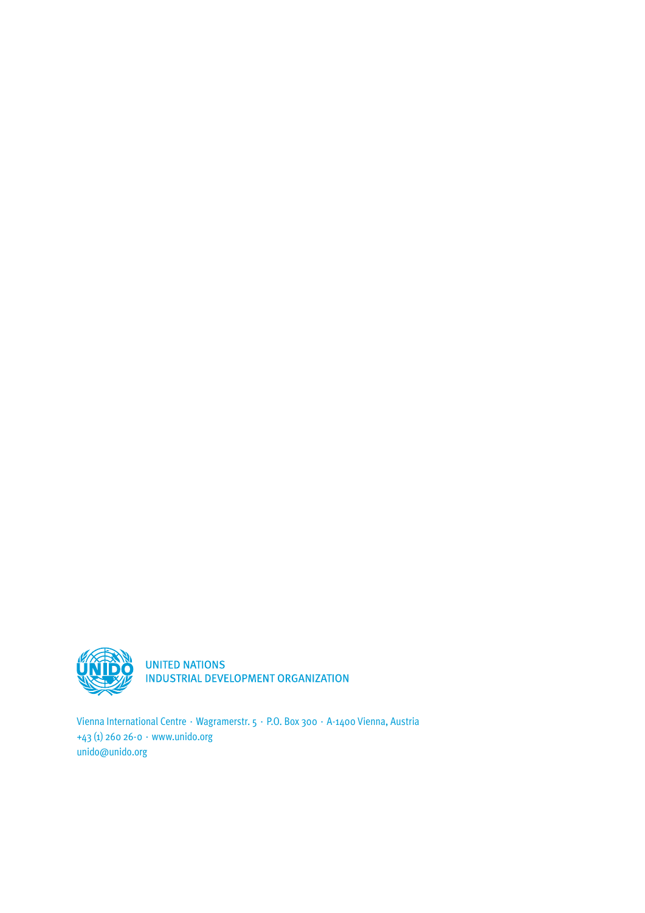UNITED NATIONS
INDUSTRIAL DEVELOPMENT ORGANIZATION

Vienna International Centre · Wagramerstr. 5 · P.O. Box 300 · A-1400 Vienna, Austria
+43 (1) 260 26-0 · www.unido.org
unido@unido.org